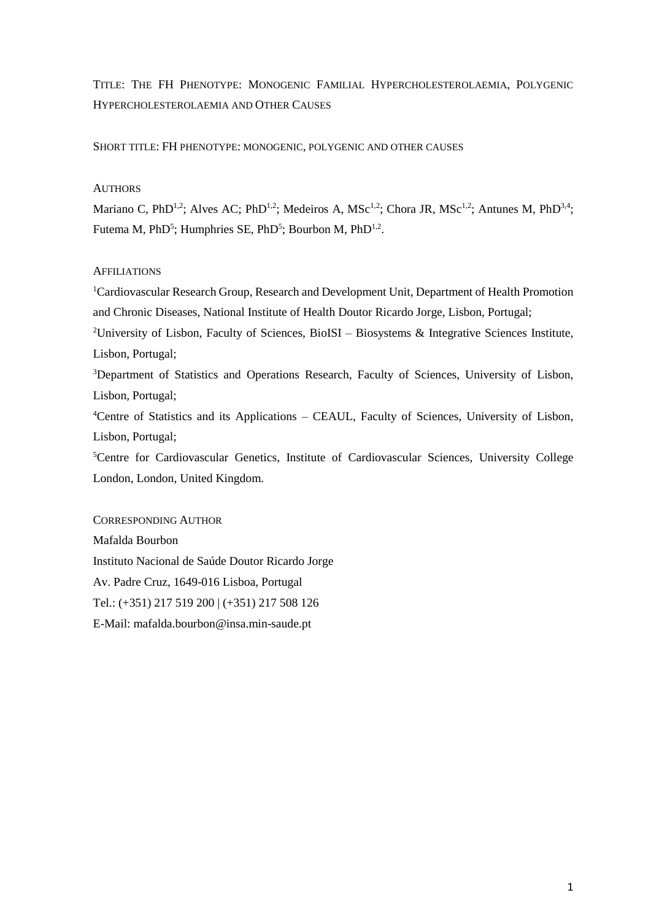TITLE: THE FH PHENOTYPE: MONOGENIC FAMILIAL HYPERCHOLESTEROLAEMIA, POLYGENIC HYPERCHOLESTEROLAEMIA AND OTHER CAUSES

SHORT TITLE: FH PHENOTYPE: MONOGENIC, POLYGENIC AND OTHER CAUSES

AUTHORS

Mariano C, PhD[1,2]; Alves AC; PhD[1,2]; Medeiros A, MSc[1,2]; Chora JR, MSc[1,2]; Antunes M, PhD[3,4]; Futema M, PhD[5]; Humphries SE, PhD[5]; Bourbon M, PhD[1,2].

AFFILIATIONS

[1]Cardiovascular Research Group, Research and Development Unit, Department of Health Promotion and Chronic Diseases, National Institute of Health Doutor Ricardo Jorge, Lisbon, Portugal;

[2]University of Lisbon, Faculty of Sciences, BioISI – Biosystems & Integrative Sciences Institute, Lisbon, Portugal;

[3]Department of Statistics and Operations Research, Faculty of Sciences, University of Lisbon, Lisbon, Portugal;

[4]Centre of Statistics and its Applications – CEAUL, Faculty of Sciences, University of Lisbon, Lisbon, Portugal;

[5]Centre for Cardiovascular Genetics, Institute of Cardiovascular Sciences, University College London, London, United Kingdom.

CORRESPONDING AUTHOR

Mafalda Bourbon

Instituto Nacional de Saúde Doutor Ricardo Jorge

Av. Padre Cruz, 1649-016 Lisboa, Portugal

Tel.: (+351) 217 519 200 | (+351) 217 508 126

E-Mail: mafalda.bourbon@insa.min-saude.pt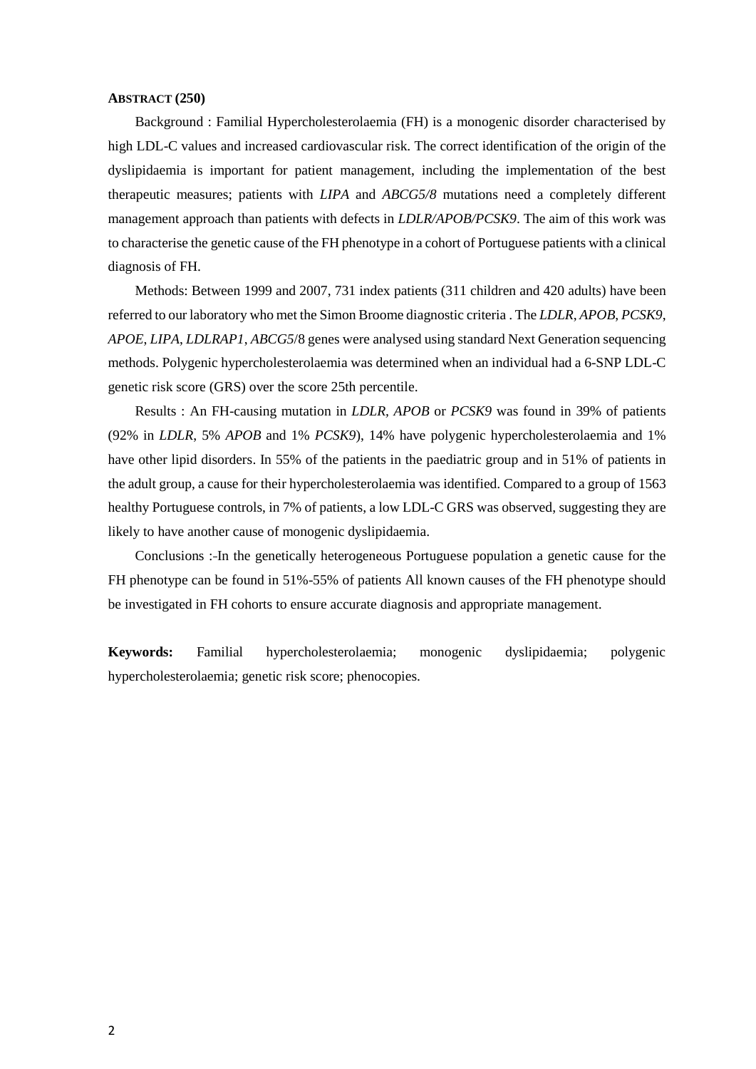**ABSTRACT (250)**

Background : Familial Hypercholesterolaemia (FH) is a monogenic disorder characterised by high LDL-C values and increased cardiovascular risk. The correct identification of the origin of the dyslipidaemia is important for patient management, including the implementation of the best therapeutic measures; patients with *LIPA* and *ABCG5/8* mutations need a completely different management approach than patients with defects in *LDLR/APOB/PCSK9*. The aim of this work was to characterise the genetic cause of the FH phenotype in a cohort of Portuguese patients with a clinical diagnosis of FH.

Methods: Between 1999 and 2007, 731 index patients (311 children and 420 adults) have been referred to our laboratory who met the Simon Broome diagnostic criteria . The *LDLR*, *APOB*, *PCSK9*, *APOE*, *LIPA*, *LDLRAP1*, *ABCG5*/8 genes were analysed using standard Next Generation sequencing methods. Polygenic hypercholesterolaemia was determined when an individual had a 6-SNP LDL-C genetic risk score (GRS) over the score 25th percentile.

Results : An FH-causing mutation in *LDLR*, *APOB* or *PCSK9* was found in 39% of patients (92% in *LDLR*, 5% *APOB* and 1% *PCSK9*), 14% have polygenic hypercholesterolaemia and 1% have other lipid disorders. In 55% of the patients in the paediatric group and in 51% of patients in the adult group, a cause for their hypercholesterolaemia was identified. Compared to a group of 1563 healthy Portuguese controls, in 7% of patients, a low LDL-C GRS was observed, suggesting they are likely to have another cause of monogenic dyslipidaemia.

Conclusions :-In the genetically heterogeneous Portuguese population a genetic cause for the FH phenotype can be found in 51%-55% of patients All known causes of the FH phenotype should be investigated in FH cohorts to ensure accurate diagnosis and appropriate management.

**Keywords:** Familial hypercholesterolaemia; monogenic dyslipidaemia; polygenic hypercholesterolaemia; genetic risk score; phenocopies.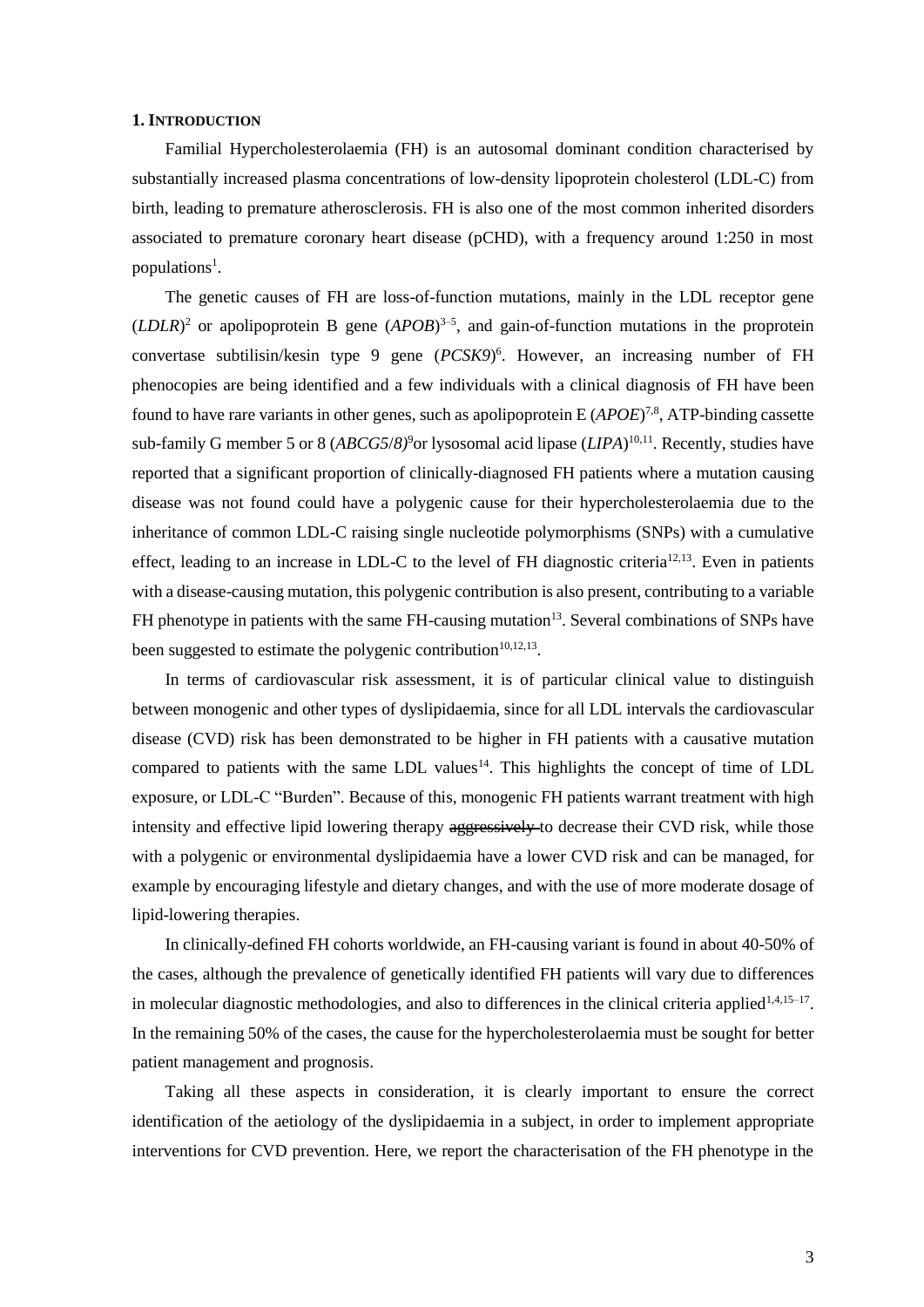## 1. INTRODUCTION

Familial Hypercholesterolaemia (FH) is an autosomal dominant condition characterised by substantially increased plasma concentrations of low-density lipoprotein cholesterol (LDL-C) from birth, leading to premature atherosclerosis. FH is also one of the most common inherited disorders associated to premature coronary heart disease (pCHD), with a frequency around 1:250 in most populations[1].

The genetic causes of FH are loss-of-function mutations, mainly in the LDL receptor gene (*LDLR*)[2] or apolipoprotein B gene (*APOB*)[3–5], and gain-of-function mutations in the proprotein convertase subtilisin/kesin type 9 gene (*PCSK9*)[6]. However, an increasing number of FH phenocopies are being identified and a few individuals with a clinical diagnosis of FH have been found to have rare variants in other genes, such as apolipoprotein E (*APOE*)[7,8], ATP-binding cassette sub-family G member 5 or 8 (*ABCG5/8)*[9]or lysosomal acid lipase (*LIPA*)[10,11]. Recently, studies have reported that a significant proportion of clinically-diagnosed FH patients where a mutation causing disease was not found could have a polygenic cause for their hypercholesterolaemia due to the inheritance of common LDL-C raising single nucleotide polymorphisms (SNPs) with a cumulative effect, leading to an increase in LDL-C to the level of FH diagnostic criteria[12,13]. Even in patients with a disease-causing mutation, this polygenic contribution is also present, contributing to a variable FH phenotype in patients with the same FH-causing mutation[13]. Several combinations of SNPs have been suggested to estimate the polygenic contribution[10,12,13].

In terms of cardiovascular risk assessment, it is of particular clinical value to distinguish between monogenic and other types of dyslipidaemia, since for all LDL intervals the cardiovascular disease (CVD) risk has been demonstrated to be higher in FH patients with a causative mutation compared to patients with the same LDL values[14]. This highlights the concept of time of LDL exposure, or LDL-C "Burden". Because of this, monogenic FH patients warrant treatment with high intensity and effective lipid lowering therapy ~~aggressively~~ to decrease their CVD risk, while those with a polygenic or environmental dyslipidaemia have a lower CVD risk and can be managed, for example by encouraging lifestyle and dietary changes, and with the use of more moderate dosage of lipid-lowering therapies.

In clinically-defined FH cohorts worldwide, an FH-causing variant is found in about 40-50% of the cases, although the prevalence of genetically identified FH patients will vary due to differences in molecular diagnostic methodologies, and also to differences in the clinical criteria applied[1,4,15–17]. In the remaining 50% of the cases, the cause for the hypercholesterolaemia must be sought for better patient management and prognosis.

Taking all these aspects in consideration, it is clearly important to ensure the correct identification of the aetiology of the dyslipidaemia in a subject, in order to implement appropriate interventions for CVD prevention. Here, we report the characterisation of the FH phenotype in the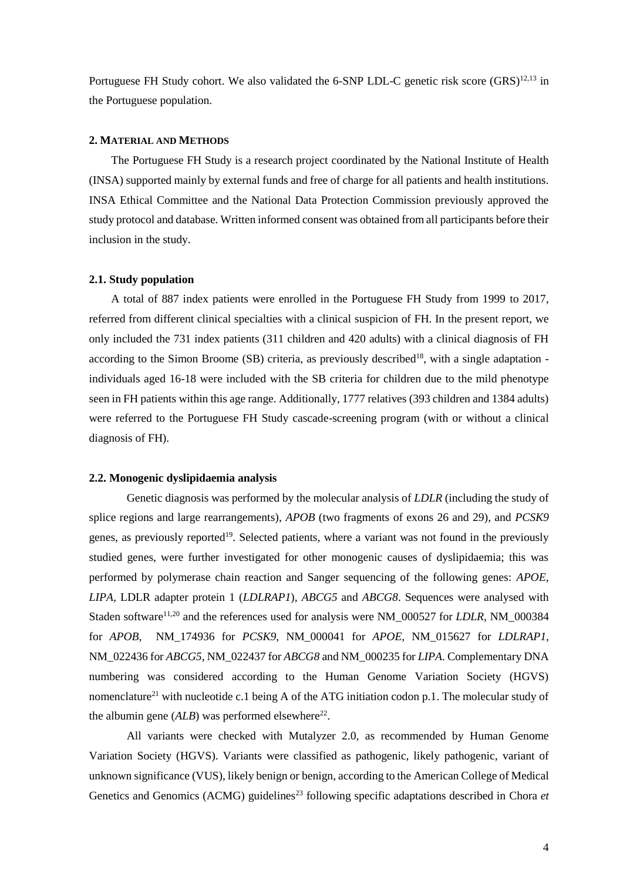Portuguese FH Study cohort. We also validated the 6-SNP LDL-C genetic risk score (GRS)[12,13] in the Portuguese population.

## 2. MATERIAL AND METHODS

The Portuguese FH Study is a research project coordinated by the National Institute of Health (INSA) supported mainly by external funds and free of charge for all patients and health institutions. INSA Ethical Committee and the National Data Protection Commission previously approved the study protocol and database. Written informed consent was obtained from all participants before their inclusion in the study.

### 2.1. Study population

A total of 887 index patients were enrolled in the Portuguese FH Study from 1999 to 2017, referred from different clinical specialties with a clinical suspicion of FH. In the present report, we only included the 731 index patients (311 children and 420 adults) with a clinical diagnosis of FH according to the Simon Broome (SB) criteria, as previously described[18], with a single adaptation - individuals aged 16-18 were included with the SB criteria for children due to the mild phenotype seen in FH patients within this age range. Additionally, 1777 relatives (393 children and 1384 adults) were referred to the Portuguese FH Study cascade-screening program (with or without a clinical diagnosis of FH).

### 2.2. Monogenic dyslipidaemia analysis

Genetic diagnosis was performed by the molecular analysis of *LDLR* (including the study of splice regions and large rearrangements), *APOB* (two fragments of exons 26 and 29), and *PCSK9* genes, as previously reported[19]. Selected patients, where a variant was not found in the previously studied genes, were further investigated for other monogenic causes of dyslipidaemia; this was performed by polymerase chain reaction and Sanger sequencing of the following genes: *APOE*, *LIPA*, LDLR adapter protein 1 (*LDLRAP1*), *ABCG5* and *ABCG8*. Sequences were analysed with Staden software[11,20] and the references used for analysis were NM_000527 for *LDLR*, NM_000384 for *APOB*, NM_174936 for *PCSK9*, NM_000041 for *APOE*, NM_015627 for *LDLRAP1*, NM_022436 for *ABCG5*, NM_022437 for *ABCG8* and NM_000235 for *LIPA*. Complementary DNA numbering was considered according to the Human Genome Variation Society (HGVS) nomenclature[21] with nucleotide c.1 being A of the ATG initiation codon p.1. The molecular study of the albumin gene (*ALB*) was performed elsewhere[22].

All variants were checked with Mutalyzer 2.0, as recommended by Human Genome Variation Society (HGVS). Variants were classified as pathogenic, likely pathogenic, variant of unknown significance (VUS), likely benign or benign, according to the American College of Medical Genetics and Genomics (ACMG) guidelines[23] following specific adaptations described in Chora *et*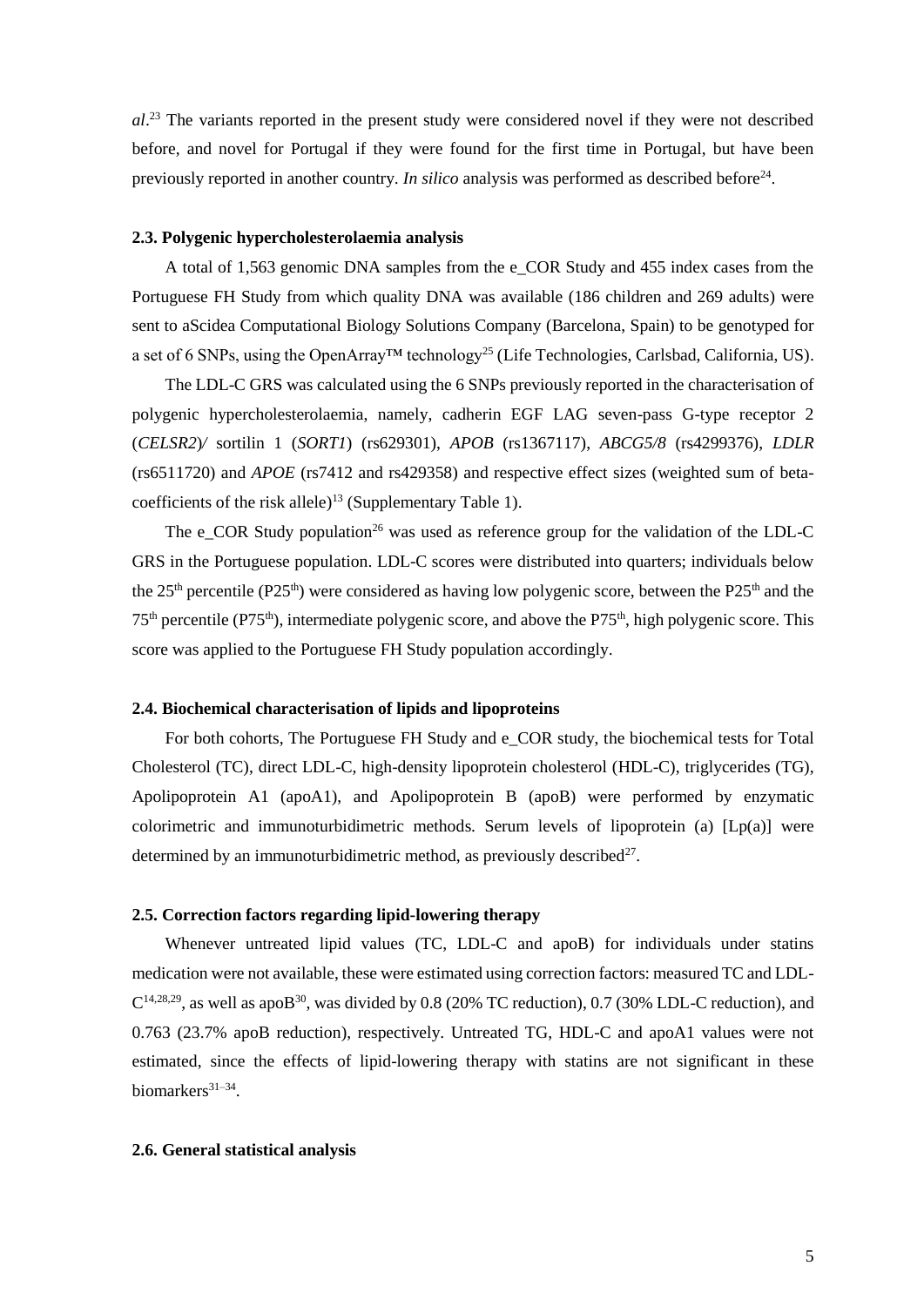*al*.[23] The variants reported in the present study were considered novel if they were not described before, and novel for Portugal if they were found for the first time in Portugal, but have been previously reported in another country. *In silico* analysis was performed as described before[24].

### 2.3. Polygenic hypercholesterolaemia analysis

A total of 1,563 genomic DNA samples from the e_COR Study and 455 index cases from the Portuguese FH Study from which quality DNA was available (186 children and 269 adults) were sent to aScidea Computational Biology Solutions Company (Barcelona, Spain) to be genotyped for a set of 6 SNPs, using the OpenArray™ technology[25] (Life Technologies, Carlsbad, California, US).

The LDL-C GRS was calculated using the 6 SNPs previously reported in the characterisation of polygenic hypercholesterolaemia, namely, cadherin EGF LAG seven-pass G-type receptor 2 (*CELSR2*)/ sortilin 1 (*SORT1*) (rs629301), *APOB* (rs1367117), *ABCG5/8* (rs4299376), *LDLR* (rs6511720) and *APOE* (rs7412 and rs429358) and respective effect sizes (weighted sum of beta-coefficients of the risk allele)[13] (Supplementary Table 1).

The e_COR Study population[26] was used as reference group for the validation of the LDL-C GRS in the Portuguese population. LDL-C scores were distributed into quarters; individuals below the 25th percentile (P25th) were considered as having low polygenic score, between the P25th and the 75th percentile (P75th), intermediate polygenic score, and above the P75th, high polygenic score. This score was applied to the Portuguese FH Study population accordingly.

### 2.4. Biochemical characterisation of lipids and lipoproteins

For both cohorts, The Portuguese FH Study and e_COR study, the biochemical tests for Total Cholesterol (TC), direct LDL-C, high-density lipoprotein cholesterol (HDL-C), triglycerides (TG), Apolipoprotein A1 (apoA1), and Apolipoprotein B (apoB) were performed by enzymatic colorimetric and immunoturbidimetric methods. Serum levels of lipoprotein (a) [Lp(a)] were determined by an immunoturbidimetric method, as previously described[27].

### 2.5. Correction factors regarding lipid-lowering therapy

Whenever untreated lipid values (TC, LDL-C and apoB) for individuals under statins medication were not available, these were estimated using correction factors: measured TC and LDL-C[14,28,29], as well as apoB[30], was divided by 0.8 (20% TC reduction), 0.7 (30% LDL-C reduction), and 0.763 (23.7% apoB reduction), respectively. Untreated TG, HDL-C and apoA1 values were not estimated, since the effects of lipid-lowering therapy with statins are not significant in these biomarkers[31–34].

### 2.6. General statistical analysis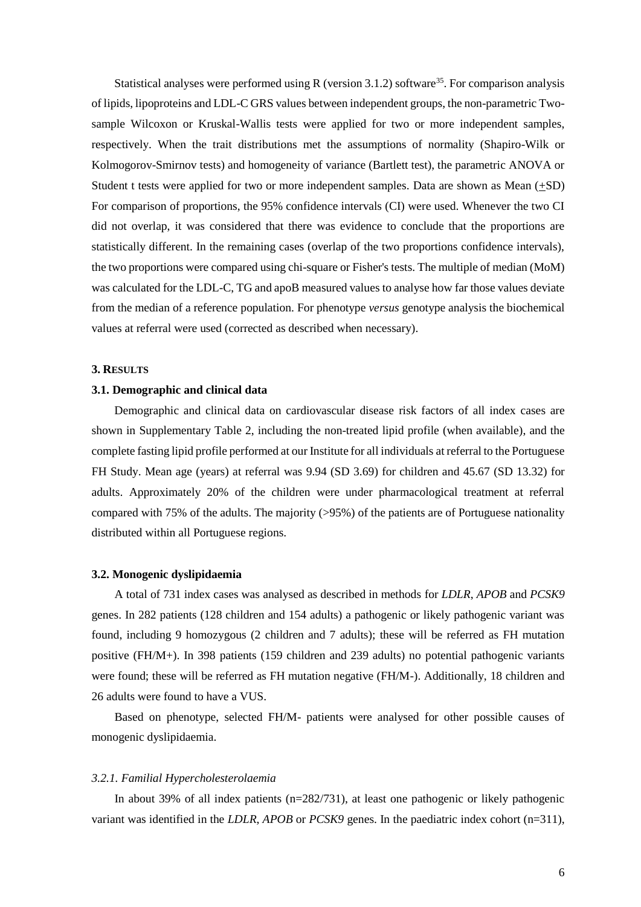Statistical analyses were performed using R (version 3.1.2) software[35]. For comparison analysis of lipids, lipoproteins and LDL-C GRS values between independent groups, the non-parametric Two-sample Wilcoxon or Kruskal-Wallis tests were applied for two or more independent samples, respectively. When the trait distributions met the assumptions of normality (Shapiro-Wilk or Kolmogorov-Smirnov tests) and homogeneity of variance (Bartlett test), the parametric ANOVA or Student t tests were applied for two or more independent samples. Data are shown as Mean (±SD) For comparison of proportions, the 95% confidence intervals (CI) were used. Whenever the two CI did not overlap, it was considered that there was evidence to conclude that the proportions are statistically different. In the remaining cases (overlap of the two proportions confidence intervals), the two proportions were compared using chi-square or Fisher's tests. The multiple of median (MoM) was calculated for the LDL-C, TG and apoB measured values to analyse how far those values deviate from the median of a reference population. For phenotype *versus* genotype analysis the biochemical values at referral were used (corrected as described when necessary).

## 3. RESULTS

### 3.1. Demographic and clinical data

Demographic and clinical data on cardiovascular disease risk factors of all index cases are shown in Supplementary Table 2, including the non-treated lipid profile (when available), and the complete fasting lipid profile performed at our Institute for all individuals at referral to the Portuguese FH Study. Mean age (years) at referral was 9.94 (SD 3.69) for children and 45.67 (SD 13.32) for adults. Approximately 20% of the children were under pharmacological treatment at referral compared with 75% of the adults. The majority (>95%) of the patients are of Portuguese nationality distributed within all Portuguese regions.

### 3.2. Monogenic dyslipidaemia

A total of 731 index cases was analysed as described in methods for *LDLR*, *APOB* and *PCSK9* genes. In 282 patients (128 children and 154 adults) a pathogenic or likely pathogenic variant was found, including 9 homozygous (2 children and 7 adults); these will be referred as FH mutation positive (FH/M+). In 398 patients (159 children and 239 adults) no potential pathogenic variants were found; these will be referred as FH mutation negative (FH/M-). Additionally, 18 children and 26 adults were found to have a VUS.

Based on phenotype, selected FH/M- patients were analysed for other possible causes of monogenic dyslipidaemia.

#### *3.2.1. Familial Hypercholesterolaemia*

In about 39% of all index patients (n=282/731), at least one pathogenic or likely pathogenic variant was identified in the *LDLR*, *APOB* or *PCSK9* genes. In the paediatric index cohort (n=311),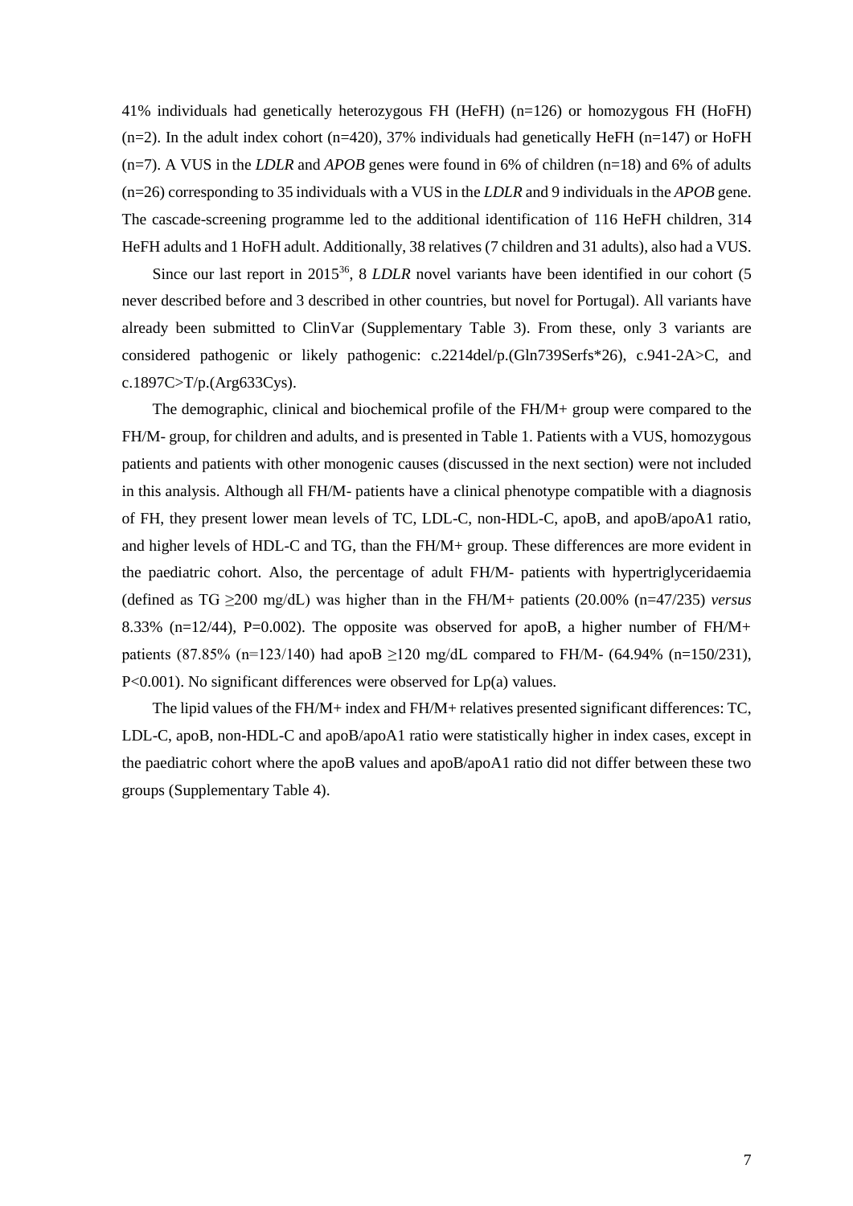41% individuals had genetically heterozygous FH (HeFH) (n=126) or homozygous FH (HoFH) (n=2). In the adult index cohort (n=420), 37% individuals had genetically HeFH (n=147) or HoFH (n=7). A VUS in the *LDLR* and *APOB* genes were found in 6% of children (n=18) and 6% of adults (n=26) corresponding to 35 individuals with a VUS in the *LDLR* and 9 individuals in the *APOB* gene. The cascade-screening programme led to the additional identification of 116 HeFH children, 314 HeFH adults and 1 HoFH adult. Additionally, 38 relatives (7 children and 31 adults), also had a VUS.

Since our last report in 2015[36], 8 *LDLR* novel variants have been identified in our cohort (5 never described before and 3 described in other countries, but novel for Portugal). All variants have already been submitted to ClinVar (Supplementary Table 3). From these, only 3 variants are considered pathogenic or likely pathogenic: c.2214del/p.(Gln739Serfs*26), c.941-2A>C, and c.1897C>T/p.(Arg633Cys).

The demographic, clinical and biochemical profile of the FH/M+ group were compared to the FH/M- group, for children and adults, and is presented in Table 1. Patients with a VUS, homozygous patients and patients with other monogenic causes (discussed in the next section) were not included in this analysis. Although all FH/M- patients have a clinical phenotype compatible with a diagnosis of FH, they present lower mean levels of TC, LDL-C, non-HDL-C, apoB, and apoB/apoA1 ratio, and higher levels of HDL-C and TG, than the FH/M+ group. These differences are more evident in the paediatric cohort. Also, the percentage of adult FH/M- patients with hypertriglyceridaemia (defined as TG $\geq$200 mg/dL) was higher than in the FH/M+ patients (20.00% (n=47/235) *versus* 8.33% (n=12/44), P=0.002). The opposite was observed for apoB, a higher number of FH/M+ patients (87.85% (n=123/140) had apoB $\geq$120 mg/dL compared to FH/M- (64.94% (n=150/231), P<0.001). No significant differences were observed for Lp(a) values.

The lipid values of the FH/M+ index and FH/M+ relatives presented significant differences: TC, LDL-C, apoB, non-HDL-C and apoB/apoA1 ratio were statistically higher in index cases, except in the paediatric cohort where the apoB values and apoB/apoA1 ratio did not differ between these two groups (Supplementary Table 4).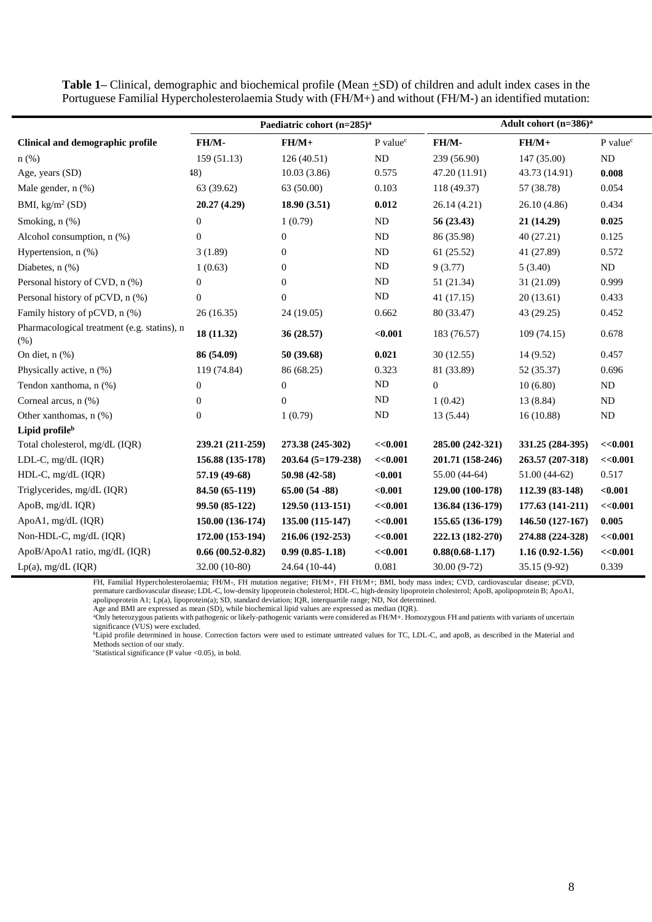**Table 1–** Clinical, demographic and biochemical profile (Mean ±SD) of children and adult index cases in the Portuguese Familial Hypercholesterolaemia Study with (FH/M+) and without (FH/M-) an identified mutation:

| | Paediatric cohort (n=285)[a] | | | Adult cohort (n=386)[a] | | |
|---|---|---|---|---|---|---|
| **Clinical and demographic profile** | **FH/M-** | **FH/M+** | P value[c] | **FH/M-** | **FH/M+** | P value[c] |
| n (%) | 159 (51.13) | 126 (40.51) | ND | 239 (56.90) | 147 (35.00) | ND |
| Age, years (SD) | 48) | 10.03 (3.86) | 0.575 | 47.20 (11.91) | 43.73 (14.91) | **0.008** |
| Male gender, n (%) | 63 (39.62) | 63 (50.00) | 0.103 | 118 (49.37) | 57 (38.78) | 0.054 |
| BMI, kg/m[2] (SD) | **20.27 (4.29)** | **18.90 (3.51)** | **0.012** | 26.14 (4.21) | 26.10 (4.86) | 0.434 |
| Smoking, n (%) | 0 | 1 (0.79) | ND | **56 (23.43)** | **21 (14.29)** | **0.025** |
| Alcohol consumption, n (%) | 0 | 0 | ND | 86 (35.98) | 40 (27.21) | 0.125 |
| Hypertension, n (%) | 3 (1.89) | 0 | ND | 61 (25.52) | 41 (27.89) | 0.572 |
| Diabetes, n (%) | 1 (0.63) | 0 | ND | 9 (3.77) | 5 (3.40) | ND |
| Personal history of CVD, n (%) | 0 | 0 | ND | 51 (21.34) | 31 (21.09) | 0.999 |
| Personal history of pCVD, n (%) | 0 | 0 | ND | 41 (17.15) | 20 (13.61) | 0.433 |
| Family history of pCVD, n (%) | 26 (16.35) | 24 (19.05) | 0.662 | 80 (33.47) | 43 (29.25) | 0.452 |
| Pharmacological treatment (e.g. statins), n (%) | **18 (11.32)** | **36 (28.57)** | **<0.001** | 183 (76.57) | 109 (74.15) | 0.678 |
| On diet, n (%) | **86 (54.09)** | **50 (39.68)** | **0.021** | 30 (12.55) | 14 (9.52) | 0.457 |
| Physically active, n (%) | 119 (74.84) | 86 (68.25) | 0.323 | 81 (33.89) | 52 (35.37) | 0.696 |
| Tendon xanthoma, n (%) | 0 | 0 | ND | 0 | 10 (6.80) | ND |
| Corneal arcus, n (%) | 0 | 0 | ND | 1 (0.42) | 13 (8.84) | ND |
| Other xanthomas, n (%) | 0 | 1 (0.79) | ND | 13 (5.44) | 16 (10.88) | ND |
| **Lipid profile[b]** | | | | | | |
| Total cholesterol, mg/dL (IQR) | **239.21 (211-259)** | **273.38 (245-302)** | **<<0.001** | **285.00 (242-321)** | **331.25 (284-395)** | **<<0.001** |
| LDL-C, mg/dL (IQR) | **156.88 (135-178)** | **203.64 (5=179-238)** | **<<0.001** | **201.71 (158-246)** | **263.57 (207-318)** | **<<0.001** |
| HDL-C, mg/dL (IQR) | **57.19 (49-68)** | **50.98 (42-58)** | **<0.001** | 55.00 (44-64) | 51.00 (44-62) | 0.517 |
| Triglycerides, mg/dL (IQR) | **84.50 (65-119)** | **65.00 (54 -88)** | **<0.001** | **129.00 (100-178)** | **112.39 (83-148)** | **<0.001** |
| ApoB, mg/dL IQR) | **99.50 (85-122)** | **129.50 (113-151)** | **<<0.001** | **136.84 (136-179)** | **177.63 (141-211)** | **<<0.001** |
| ApoA1, mg/dL (IQR) | **150.00 (136-174)** | **135.00 (115-147)** | **<<0.001** | **155.65 (136-179)** | **146.50 (127-167)** | **0.005** |
| Non-HDL-C, mg/dL (IQR) | **172.00 (153-194)** | **216.06 (192-253)** | **<<0.001** | **222.13 (182-270)** | **274.88 (224-328)** | **<<0.001** |
| ApoB/ApoA1 ratio, mg/dL (IQR) | **0.66 (00.52-0.82)** | **0.99 (0.85-1.18)** | **<<0.001** | **0.88(0.68-1.17)** | **1.16 (0.92-1.56)** | **<<0.001** |
| Lp(a), mg/dL (IQR) | 32.00 (10-80) | 24.64 (10-44) | 0.081 | 30.00 (9-72) | 35.15 (9-92) | 0.339 |

FH, Familial Hypercholesterolaemia; FH/M-, FH mutation negative; FH/M+, FH FH/M+; BMI, body mass index; CVD, cardiovascular disease; pCVD, premature cardiovascular disease; LDL-C, low-density lipoprotein cholesterol; HDL-C, high-density lipoprotein cholesterol; ApoB, apolipoprotein B; ApoA1, apolipoprotein A1; Lp(a), lipoprotein(a); SD, standard deviation; IQR, interquartile range; ND, Not determined.
Age and BMI are expressed as mean (SD), while biochemical lipid values are expressed as median (IQR).
[a]Only heterozygous patients with pathogenic or likely-pathogenic variants were considered as FH/M+. Homozygous FH and patients with variants of uncertain significance (VUS) were excluded.
[b]Lipid profile determined in house. Correction factors were used to estimate untreated values for TC, LDL-C, and apoB, as described in the Material and Methods section of our study.
[c]Statistical significance (P value <0.05), in bold.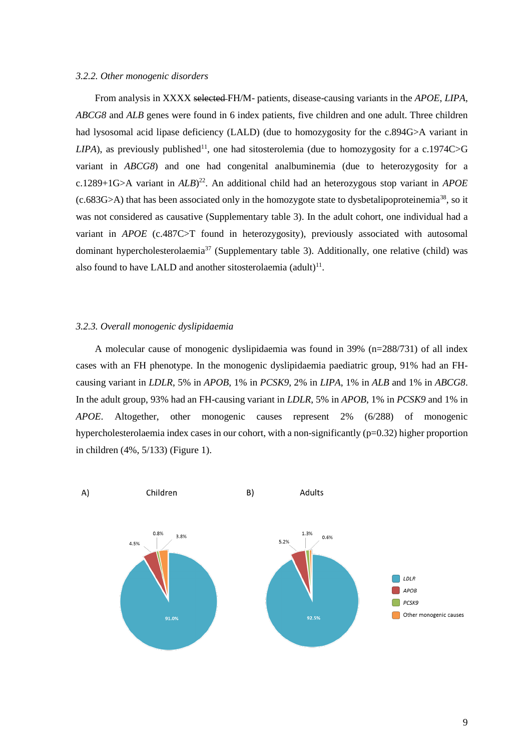### 3.2.2. Other monogenic disorders

From analysis in XXXX ~~selected~~ FH/M- patients, disease-causing variants in the *APOE*, *LIPA*, *ABCG8* and *ALB* genes were found in 6 index patients, five children and one adult. Three children had lysosomal acid lipase deficiency (LALD) (due to homozygosity for the c.894G>A variant in *LIPA*), as previously published[11], one had sitosterolemia (due to homozygosity for a c.1974C>G variant in *ABCG8*) and one had congenital analbuminemia (due to heterozygosity for a c.1289+1G>A variant in *ALB*)[22]. An additional child had an heterozygous stop variant in *APOE* (c.683G>A) that has been associated only in the homozygote state to dysbetalipoproteinemia[38], so it was not considered as causative (Supplementary table 3). In the adult cohort, one individual had a variant in *APOE* (c.487C>T found in heterozygosity), previously associated with autosomal dominant hypercholesterolaemia[37] (Supplementary table 3). Additionally, one relative (child) was also found to have LALD and another sitosterolaemia (adult)[11].

### 3.2.3. Overall monogenic dyslipidaemia

A molecular cause of monogenic dyslipidaemia was found in 39% (n=288/731) of all index cases with an FH phenotype. In the monogenic dyslipidaemia paediatric group, 91% had an FH-causing variant in *LDLR*, 5% in *APOB*, 1% in *PCSK9*, 2% in *LIPA*, 1% in *ALB* and 1% in *ABCG8*. In the adult group, 93% had an FH-causing variant in *LDLR*, 5% in *APOB*, 1% in *PCSK9* and 1% in *APOE*. Altogether, other monogenic causes represent 2% (6/288) of monogenic hypercholesterolaemia index cases in our cohort, with a non-significantly ($p=0.32$) higher proportion in children (4%, 5/133) (Figure 1).

A) Children — *LDLR* 91.0%, *APOB* 4.5%, *PCSK9* 0.8%, Other monogenic causes 3.8%

B) Adults — *LDLR* 92.5%, *APOB* 5.2%, *PCSK9* 1.3%, Other monogenic causes 0.6%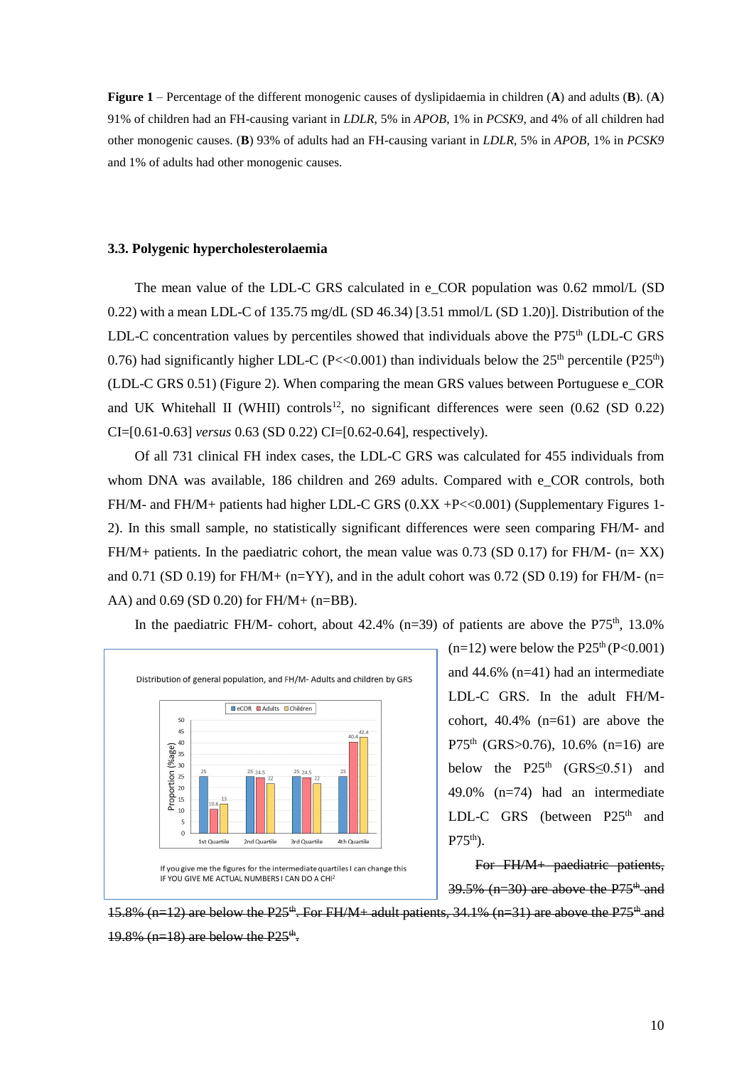**Figure 1** – Percentage of the different monogenic causes of dyslipidaemia in children (**A**) and adults (**B**). (**A**) 91% of children had an FH-causing variant in *LDLR*, 5% in *APOB*, 1% in *PCSK9*, and 4% of all children had other monogenic causes. (**B**) 93% of adults had an FH-causing variant in *LDLR*, 5% in *APOB*, 1% in *PCSK9* and 1% of adults had other monogenic causes.

### 3.3. Polygenic hypercholesterolaemia

The mean value of the LDL-C GRS calculated in e_COR population was 0.62 mmol/L (SD 0.22) with a mean LDL-C of 135.75 mg/dL (SD 46.34) [3.51 mmol/L (SD 1.20)]. Distribution of the LDL-C concentration values by percentiles showed that individuals above the P75[th] (LDL-C GRS 0.76) had significantly higher LDL-C ($P<<0.001$) than individuals below the 25[th] percentile (P25[th]) (LDL-C GRS 0.51) (Figure 2). When comparing the mean GRS values between Portuguese e_COR and UK Whitehall II (WHII) controls[12], no significant differences were seen (0.62 (SD 0.22) CI=[0.61-0.63] *versus* 0.63 (SD 0.22) CI=[0.62-0.64], respectively).

Of all 731 clinical FH index cases, the LDL-C GRS was calculated for 455 individuals from whom DNA was available, 186 children and 269 adults. Compared with e_COR controls, both FH/M- and FH/M+ patients had higher LDL-C GRS (0.XX +P<<0.001) (Supplementary Figures 1-2). In this small sample, no statistically significant differences were seen comparing FH/M- and FH/M+ patients. In the paediatric cohort, the mean value was 0.73 (SD 0.17) for FH/M- (n= XX) and 0.71 (SD 0.19) for FH/M+ (n=YY), and in the adult cohort was 0.72 (SD 0.19) for FH/M- (n= AA) and 0.69 (SD 0.20) for FH/M+ (n=BB).

In the paediatric FH/M- cohort, about 42.4% (n=39) of patients are above the P75[th], 13.0% (n=12) were below the P25[th] ($P<0.001$) and 44.6% (n=41) had an intermediate LDL-C GRS. In the adult FH/M- cohort, 40.4% (n=61) are above the P75[th] (GRS>0.76), 10.6% (n=16) are below the P25[th] (GRS≤0.51) and 49.0% (n=74) had an intermediate LDL-C GRS (between P25[th] and P75[th]).

Distribution of general population, and FH/M- Adults and children by GRS

If you give me the figures for the intermediate quartiles I can change this
IF YOU GIVE ME ACTUAL NUMBERS I CAN DO A CHI[2]

~~For FH/M+ paediatric patients, 39.5% (n=30) are above the P75th and 15.8% (n=12) are below the P25th. For FH/M+ adult patients, 34.1% (n=31) are above the P75th and 19.8% (n=18) are below the P25th.~~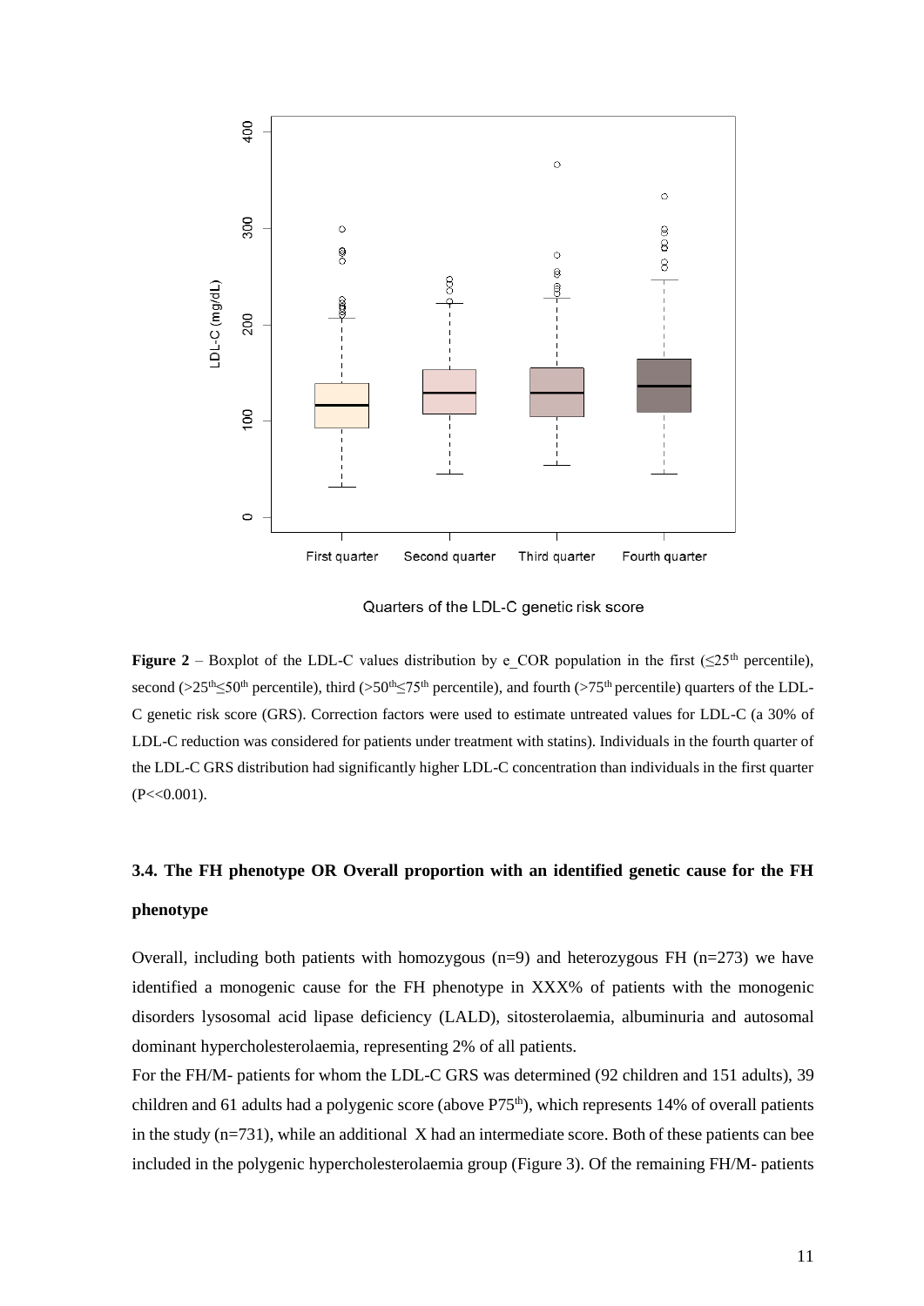**Figure 2** – Boxplot of the LDL-C values distribution by e_COR population in the first (≤25[th] percentile), second (>25[th]≤50[th] percentile), third (>50[th]≤75[th] percentile), and fourth (>75[th] percentile) quarters of the LDL-C genetic risk score (GRS). Correction factors were used to estimate untreated values for LDL-C (a 30% of LDL-C reduction was considered for patients under treatment with statins). Individuals in the fourth quarter of the LDL-C GRS distribution had significantly higher LDL-C concentration than individuals in the first quarter ($P<<0.001$).

### 3.4. The FH phenotype OR Overall proportion with an identified genetic cause for the FH phenotype

Overall, including both patients with homozygous (n=9) and heterozygous FH (n=273) we have identified a monogenic cause for the FH phenotype in XXX% of patients with the monogenic disorders lysosomal acid lipase deficiency (LALD), sitosterolaemia, albuminuria and autosomal dominant hypercholesterolaemia, representing 2% of all patients.

For the FH/M- patients for whom the LDL-C GRS was determined (92 children and 151 adults), 39 children and 61 adults had a polygenic score (above P75[th]), which represents 14% of overall patients in the study (n=731), while an additional X had an intermediate score. Both of these patients can bee included in the polygenic hypercholesterolaemia group (Figure 3). Of the remaining FH/M- patients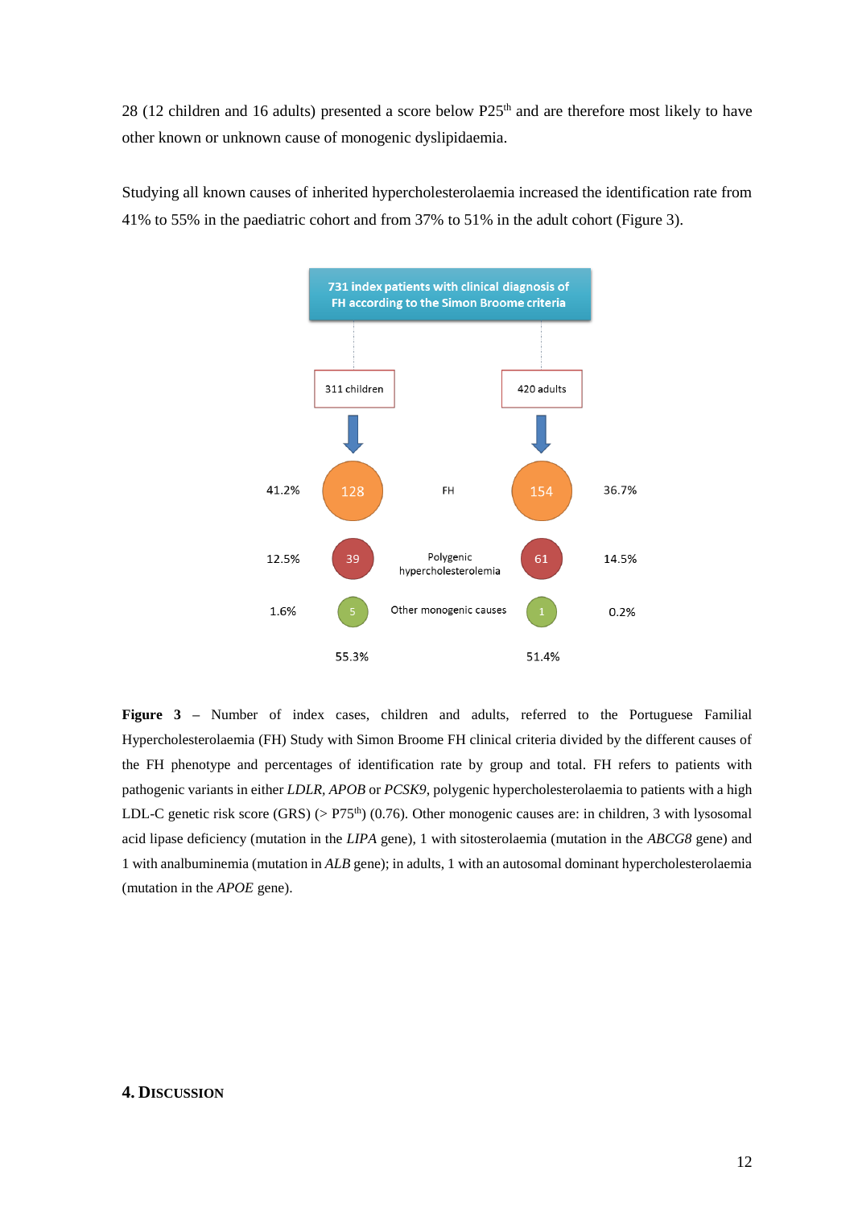28 (12 children and 16 adults) presented a score below P25th and are therefore most likely to have other known or unknown cause of monogenic dyslipidaemia.

Studying all known causes of inherited hypercholesterolaemia increased the identification rate from 41% to 55% in the paediatric cohort and from 37% to 51% in the adult cohort (Figure 3).

**731 index patients with clinical diagnosis of FH according to the Simon Broome criteria**

| % | 311 children | | 420 adults | % |
|---|---|---|---|---|
| 41.2% | 128 | FH | 154 | 36.7% |
| 12.5% | 39 | Polygenic hypercholesterolemia | 61 | 14.5% |
| 1.6% | 5 | Other monogenic causes | 1 | 0.2% |
| | 55.3% | | 51.4% | |

**Figure 3** – Number of index cases, children and adults, referred to the Portuguese Familial Hypercholesterolaemia (FH) Study with Simon Broome FH clinical criteria divided by the different causes of the FH phenotype and percentages of identification rate by group and total. FH refers to patients with pathogenic variants in either *LDLR*, *APOB* or *PCSK9*, polygenic hypercholesterolaemia to patients with a high LDL-C genetic risk score (GRS) (> P75th) (0.76). Other monogenic causes are: in children, 3 with lysosomal acid lipase deficiency (mutation in the *LIPA* gene), 1 with sitosterolaemia (mutation in the *ABCG8* gene) and 1 with analbuminemia (mutation in *ALB* gene); in adults, 1 with an autosomal dominant hypercholesterolaemia (mutation in the *APOE* gene).

## 4. Discussion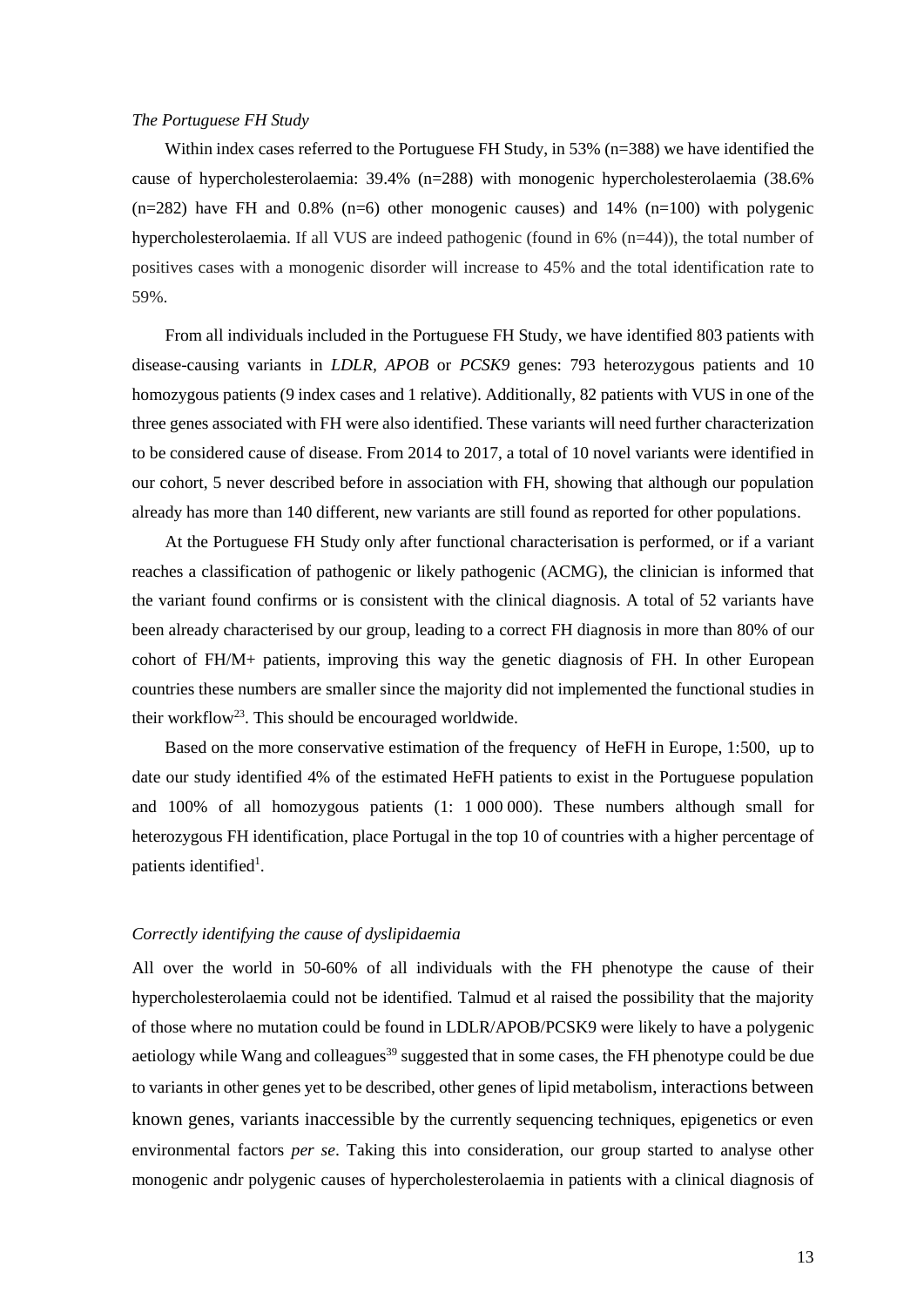*The Portuguese FH Study*

Within index cases referred to the Portuguese FH Study, in 53% (n=388) we have identified the cause of hypercholesterolaemia: 39.4% (n=288) with monogenic hypercholesterolaemia (38.6% (n=282) have FH and 0.8% (n=6) other monogenic causes) and 14% (n=100) with polygenic hypercholesterolaemia. If all VUS are indeed pathogenic (found in 6% (n=44)), the total number of positives cases with a monogenic disorder will increase to 45% and the total identification rate to 59%.

From all individuals included in the Portuguese FH Study, we have identified 803 patients with disease-causing variants in *LDLR, APOB* or *PCSK9* genes: 793 heterozygous patients and 10 homozygous patients (9 index cases and 1 relative). Additionally, 82 patients with VUS in one of the three genes associated with FH were also identified. These variants will need further characterization to be considered cause of disease. From 2014 to 2017, a total of 10 novel variants were identified in our cohort, 5 never described before in association with FH, showing that although our population already has more than 140 different, new variants are still found as reported for other populations.

At the Portuguese FH Study only after functional characterisation is performed, or if a variant reaches a classification of pathogenic or likely pathogenic (ACMG), the clinician is informed that the variant found confirms or is consistent with the clinical diagnosis. A total of 52 variants have been already characterised by our group, leading to a correct FH diagnosis in more than 80% of our cohort of FH/M+ patients, improving this way the genetic diagnosis of FH. In other European countries these numbers are smaller since the majority did not implemented the functional studies in their workflow[23]. This should be encouraged worldwide.

Based on the more conservative estimation of the frequency of HeFH in Europe, 1:500, up to date our study identified 4% of the estimated HeFH patients to exist in the Portuguese population and 100% of all homozygous patients (1: 1 000 000). These numbers although small for heterozygous FH identification, place Portugal in the top 10 of countries with a higher percentage of patients identified[1].

*Correctly identifying the cause of dyslipidaemia*

All over the world in 50-60% of all individuals with the FH phenotype the cause of their hypercholesterolaemia could not be identified. Talmud et al raised the possibility that the majority of those where no mutation could be found in LDLR/APOB/PCSK9 were likely to have a polygenic aetiology while Wang and colleagues[39] suggested that in some cases, the FH phenotype could be due to variants in other genes yet to be described, other genes of lipid metabolism, interactions between known genes, variants inaccessible by the currently sequencing techniques, epigenetics or even environmental factors *per se*. Taking this into consideration, our group started to analyse other monogenic andr polygenic causes of hypercholesterolaemia in patients with a clinical diagnosis of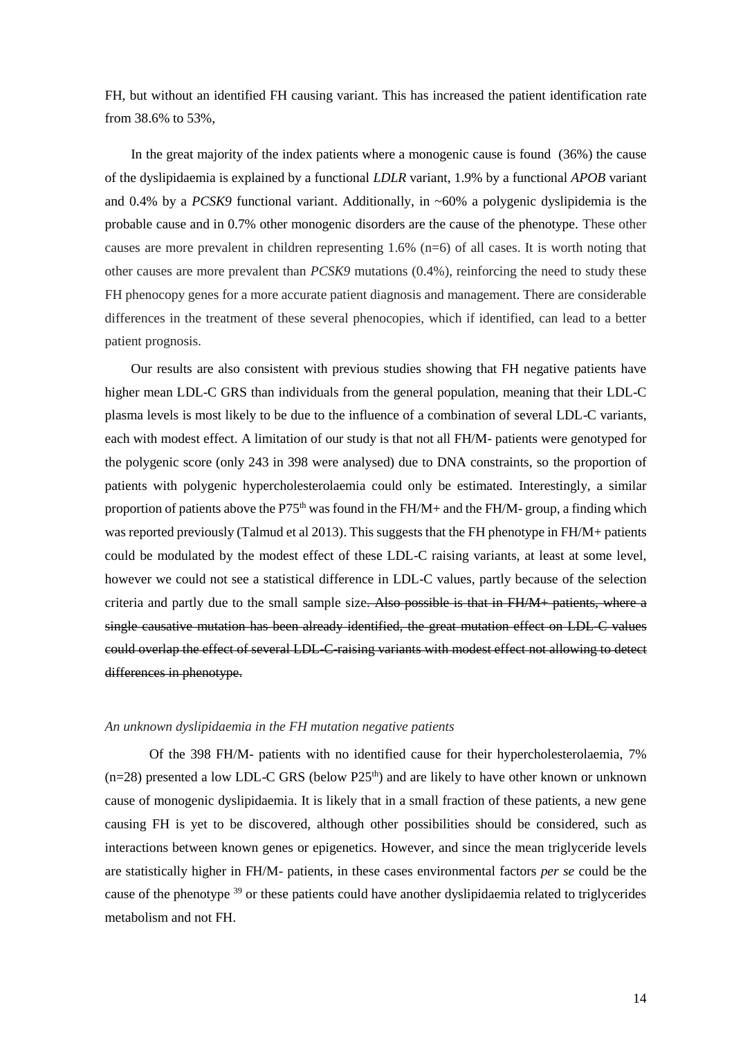FH, but without an identified FH causing variant. This has increased the patient identification rate from 38.6% to 53%,

In the great majority of the index patients where a monogenic cause is found (36%) the cause of the dyslipidaemia is explained by a functional *LDLR* variant, 1.9% by a functional *APOB* variant and 0.4% by a *PCSK9* functional variant. Additionally, in ~60% a polygenic dyslipidemia is the probable cause and in 0.7% other monogenic disorders are the cause of the phenotype. These other causes are more prevalent in children representing 1.6% (n=6) of all cases. It is worth noting that other causes are more prevalent than *PCSK9* mutations (0.4%), reinforcing the need to study these FH phenocopy genes for a more accurate patient diagnosis and management. There are considerable differences in the treatment of these several phenocopies, which if identified, can lead to a better patient prognosis.

Our results are also consistent with previous studies showing that FH negative patients have higher mean LDL-C GRS than individuals from the general population, meaning that their LDL-C plasma levels is most likely to be due to the influence of a combination of several LDL-C variants, each with modest effect. A limitation of our study is that not all FH/M- patients were genotyped for the polygenic score (only 243 in 398 were analysed) due to DNA constraints, so the proportion of patients with polygenic hypercholesterolaemia could only be estimated. Interestingly, a similar proportion of patients above the P75th was found in the FH/M+ and the FH/M- group, a finding which was reported previously (Talmud et al 2013). This suggests that the FH phenotype in FH/M+ patients could be modulated by the modest effect of these LDL-C raising variants, at least at some level, however we could not see a statistical difference in LDL-C values, partly because of the selection criteria and partly due to the small sample size~~. Also possible is that in FH/M+ patients, where a single causative mutation has been already identified, the great mutation effect on LDL-C values could overlap the effect of several LDL-C-raising variants with modest effect not allowing to detect differences in phenotype.~~

*An unknown dyslipidaemia in the FH mutation negative patients*

Of the 398 FH/M- patients with no identified cause for their hypercholesterolaemia, 7% (n=28) presented a low LDL-C GRS (below P25th) and are likely to have other known or unknown cause of monogenic dyslipidaemia. It is likely that in a small fraction of these patients, a new gene causing FH is yet to be discovered, although other possibilities should be considered, such as interactions between known genes or epigenetics. However, and since the mean triglyceride levels are statistically higher in FH/M- patients, in these cases environmental factors *per se* could be the cause of the phenotype [39] or these patients could have another dyslipidaemia related to triglycerides metabolism and not FH.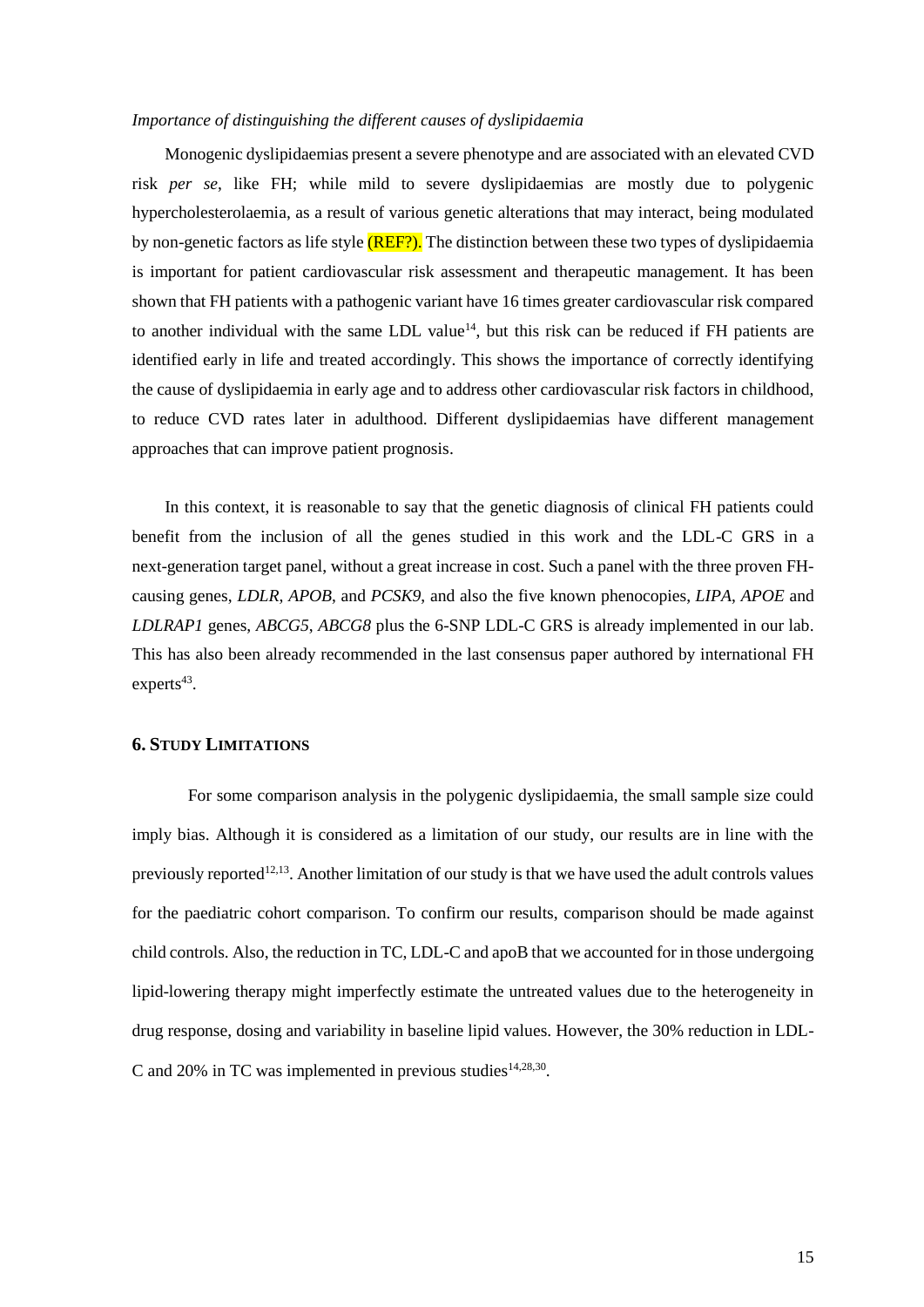*Importance of distinguishing the different causes of dyslipidaemia*

Monogenic dyslipidaemias present a severe phenotype and are associated with an elevated CVD risk *per se*, like FH; while mild to severe dyslipidaemias are mostly due to polygenic hypercholesterolaemia, as a result of various genetic alterations that may interact, being modulated by non-genetic factors as life style (REF?). The distinction between these two types of dyslipidaemia is important for patient cardiovascular risk assessment and therapeutic management. It has been shown that FH patients with a pathogenic variant have 16 times greater cardiovascular risk compared to another individual with the same LDL value[14], but this risk can be reduced if FH patients are identified early in life and treated accordingly. This shows the importance of correctly identifying the cause of dyslipidaemia in early age and to address other cardiovascular risk factors in childhood, to reduce CVD rates later in adulthood. Different dyslipidaemias have different management approaches that can improve patient prognosis.

In this context, it is reasonable to say that the genetic diagnosis of clinical FH patients could benefit from the inclusion of all the genes studied in this work and the LDL-C GRS in a next-generation target panel, without a great increase in cost. Such a panel with the three proven FH-causing genes, *LDLR*, *APOB*, and *PCSK9*, and also the five known phenocopies, *LIPA*, *APOE* and *LDLRAP1* genes, *ABCG5*, *ABCG8* plus the 6-SNP LDL-C GRS is already implemented in our lab. This has also been already recommended in the last consensus paper authored by international FH experts[43].

## 6. Study Limitations

For some comparison analysis in the polygenic dyslipidaemia, the small sample size could imply bias. Although it is considered as a limitation of our study, our results are in line with the previously reported[12,13]. Another limitation of our study is that we have used the adult controls values for the paediatric cohort comparison. To confirm our results, comparison should be made against child controls. Also, the reduction in TC, LDL-C and apoB that we accounted for in those undergoing lipid-lowering therapy might imperfectly estimate the untreated values due to the heterogeneity in drug response, dosing and variability in baseline lipid values. However, the 30% reduction in LDL-C and 20% in TC was implemented in previous studies[14,28,30].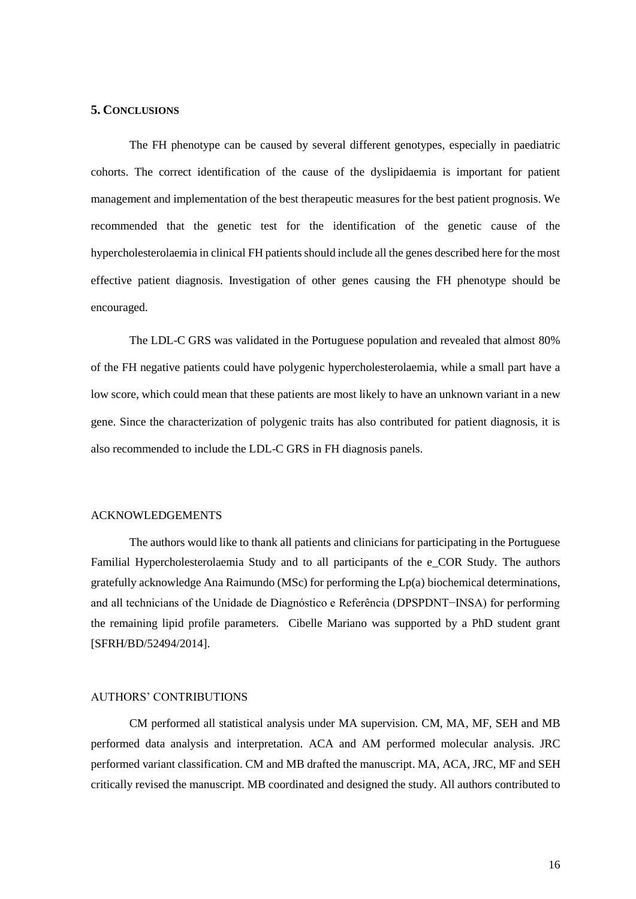## 5. Conclusions

The FH phenotype can be caused by several different genotypes, especially in paediatric cohorts. The correct identification of the cause of the dyslipidaemia is important for patient management and implementation of the best therapeutic measures for the best patient prognosis. We recommended that the genetic test for the identification of the genetic cause of the hypercholesterolaemia in clinical FH patients should include all the genes described here for the most effective patient diagnosis. Investigation of other genes causing the FH phenotype should be encouraged.

The LDL-C GRS was validated in the Portuguese population and revealed that almost 80% of the FH negative patients could have polygenic hypercholesterolaemia, while a small part have a low score, which could mean that these patients are most likely to have an unknown variant in a new gene. Since the characterization of polygenic traits has also contributed for patient diagnosis, it is also recommended to include the LDL-C GRS in FH diagnosis panels.

### ACKNOWLEDGEMENTS

The authors would like to thank all patients and clinicians for participating in the Portuguese Familial Hypercholesterolaemia Study and to all participants of the e_COR Study. The authors gratefully acknowledge Ana Raimundo (MSc) for performing the Lp(a) biochemical determinations, and all technicians of the Unidade de Diagnóstico e Referência (DPSPDNT−INSA) for performing the remaining lipid profile parameters. Cibelle Mariano was supported by a PhD student grant [SFRH/BD/52494/2014].

### AUTHORS' CONTRIBUTIONS

CM performed all statistical analysis under MA supervision. CM, MA, MF, SEH and MB performed data analysis and interpretation. ACA and AM performed molecular analysis. JRC performed variant classification. CM and MB drafted the manuscript. MA, ACA, JRC, MF and SEH critically revised the manuscript. MB coordinated and designed the study. All authors contributed to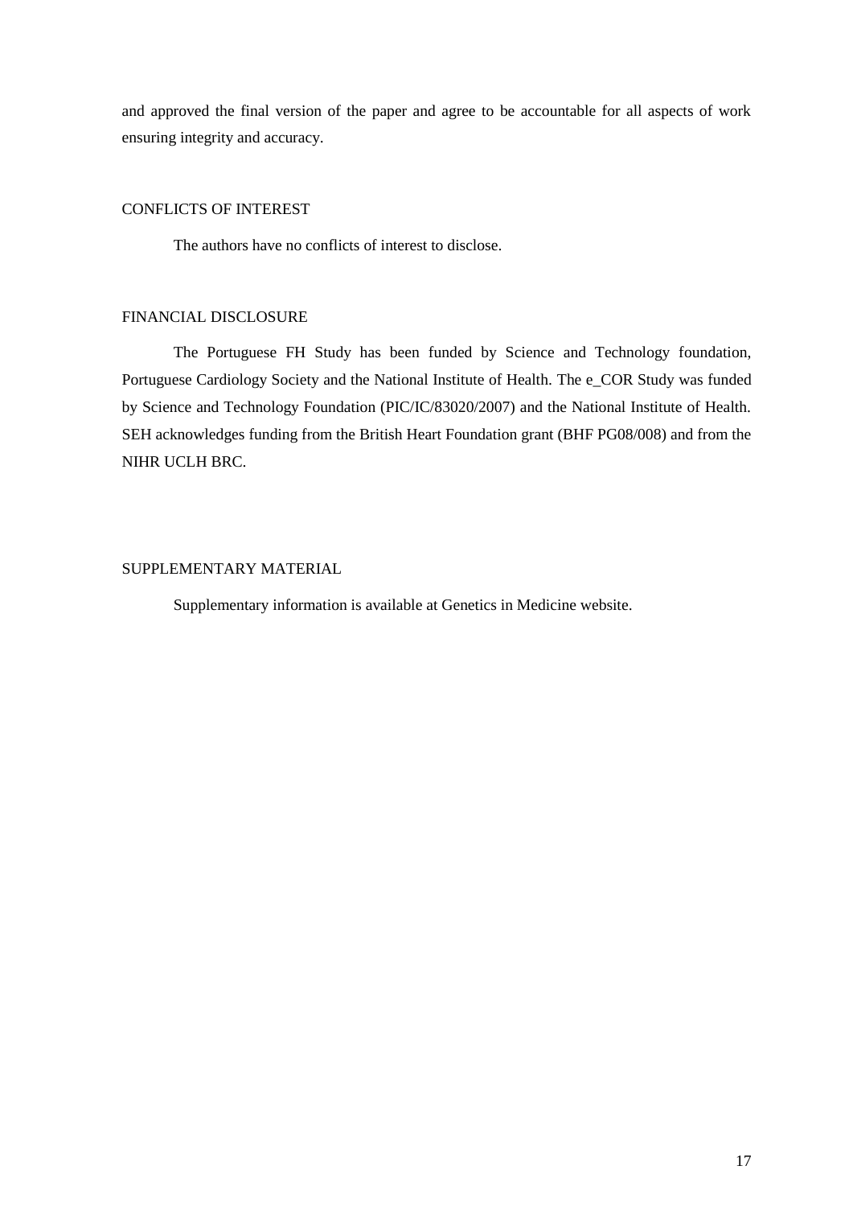and approved the final version of the paper and agree to be accountable for all aspects of work ensuring integrity and accuracy.

## CONFLICTS OF INTEREST

The authors have no conflicts of interest to disclose.

## FINANCIAL DISCLOSURE

The Portuguese FH Study has been funded by Science and Technology foundation, Portuguese Cardiology Society and the National Institute of Health. The e_COR Study was funded by Science and Technology Foundation (PIC/IC/83020/2007) and the National Institute of Health. SEH acknowledges funding from the British Heart Foundation grant (BHF PG08/008) and from the NIHR UCLH BRC.

## SUPPLEMENTARY MATERIAL

Supplementary information is available at Genetics in Medicine website.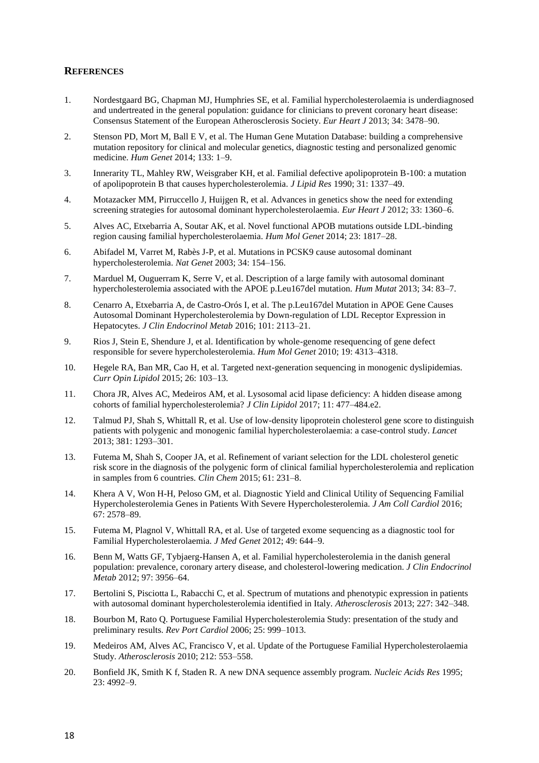## References

1. Nordestgaard BG, Chapman MJ, Humphries SE, et al. Familial hypercholesterolaemia is underdiagnosed and undertreated in the general population: guidance for clinicians to prevent coronary heart disease: Consensus Statement of the European Atherosclerosis Society. *Eur Heart J* 2013; 34: 3478–90.
2. Stenson PD, Mort M, Ball E V, et al. The Human Gene Mutation Database: building a comprehensive mutation repository for clinical and molecular genetics, diagnostic testing and personalized genomic medicine. *Hum Genet* 2014; 133: 1–9.
3. Innerarity TL, Mahley RW, Weisgraber KH, et al. Familial defective apolipoprotein B-100: a mutation of apolipoprotein B that causes hypercholesterolemia. *J Lipid Res* 1990; 31: 1337–49.
4. Motazacker MM, Pirruccello J, Huijgen R, et al. Advances in genetics show the need for extending screening strategies for autosomal dominant hypercholesterolaemia. *Eur Heart J* 2012; 33: 1360–6.
5. Alves AC, Etxebarria A, Soutar AK, et al. Novel functional APOB mutations outside LDL-binding region causing familial hypercholesterolaemia. *Hum Mol Genet* 2014; 23: 1817–28.
6. Abifadel M, Varret M, Rabès J-P, et al. Mutations in PCSK9 cause autosomal dominant hypercholesterolemia. *Nat Genet* 2003; 34: 154–156.
7. Marduel M, Ouguerram K, Serre V, et al. Description of a large family with autosomal dominant hypercholesterolemia associated with the APOE p.Leu167del mutation. *Hum Mutat* 2013; 34: 83–7.
8. Cenarro A, Etxebarria A, de Castro-Orós I, et al. The p.Leu167del Mutation in APOE Gene Causes Autosomal Dominant Hypercholesterolemia by Down-regulation of LDL Receptor Expression in Hepatocytes. *J Clin Endocrinol Metab* 2016; 101: 2113–21.
9. Rios J, Stein E, Shendure J, et al. Identification by whole-genome resequencing of gene defect responsible for severe hypercholesterolemia. *Hum Mol Genet* 2010; 19: 4313–4318.
10. Hegele RA, Ban MR, Cao H, et al. Targeted next-generation sequencing in monogenic dyslipidemias. *Curr Opin Lipidol* 2015; 26: 103–13.
11. Chora JR, Alves AC, Medeiros AM, et al. Lysosomal acid lipase deficiency: A hidden disease among cohorts of familial hypercholesterolemia? *J Clin Lipidol* 2017; 11: 477–484.e2.
12. Talmud PJ, Shah S, Whittall R, et al. Use of low-density lipoprotein cholesterol gene score to distinguish patients with polygenic and monogenic familial hypercholesterolaemia: a case-control study. *Lancet* 2013; 381: 1293–301.
13. Futema M, Shah S, Cooper JA, et al. Refinement of variant selection for the LDL cholesterol genetic risk score in the diagnosis of the polygenic form of clinical familial hypercholesterolemia and replication in samples from 6 countries. *Clin Chem* 2015; 61: 231–8.
14. Khera A V, Won H-H, Peloso GM, et al. Diagnostic Yield and Clinical Utility of Sequencing Familial Hypercholesterolemia Genes in Patients With Severe Hypercholesterolemia. *J Am Coll Cardiol* 2016; 67: 2578–89.
15. Futema M, Plagnol V, Whittall RA, et al. Use of targeted exome sequencing as a diagnostic tool for Familial Hypercholesterolaemia. *J Med Genet* 2012; 49: 644–9.
16. Benn M, Watts GF, Tybjaerg-Hansen A, et al. Familial hypercholesterolemia in the danish general population: prevalence, coronary artery disease, and cholesterol-lowering medication. *J Clin Endocrinol Metab* 2012; 97: 3956–64.
17. Bertolini S, Pisciotta L, Rabacchi C, et al. Spectrum of mutations and phenotypic expression in patients with autosomal dominant hypercholesterolemia identified in Italy. *Atherosclerosis* 2013; 227: 342–348.
18. Bourbon M, Rato Q. Portuguese Familial Hypercholesterolemia Study: presentation of the study and preliminary results. *Rev Port Cardiol* 2006; 25: 999–1013.
19. Medeiros AM, Alves AC, Francisco V, et al. Update of the Portuguese Familial Hypercholesterolaemia Study. *Atherosclerosis* 2010; 212: 553–558.
20. Bonfield JK, Smith K f, Staden R. A new DNA sequence assembly program. *Nucleic Acids Res* 1995; 23: 4992–9.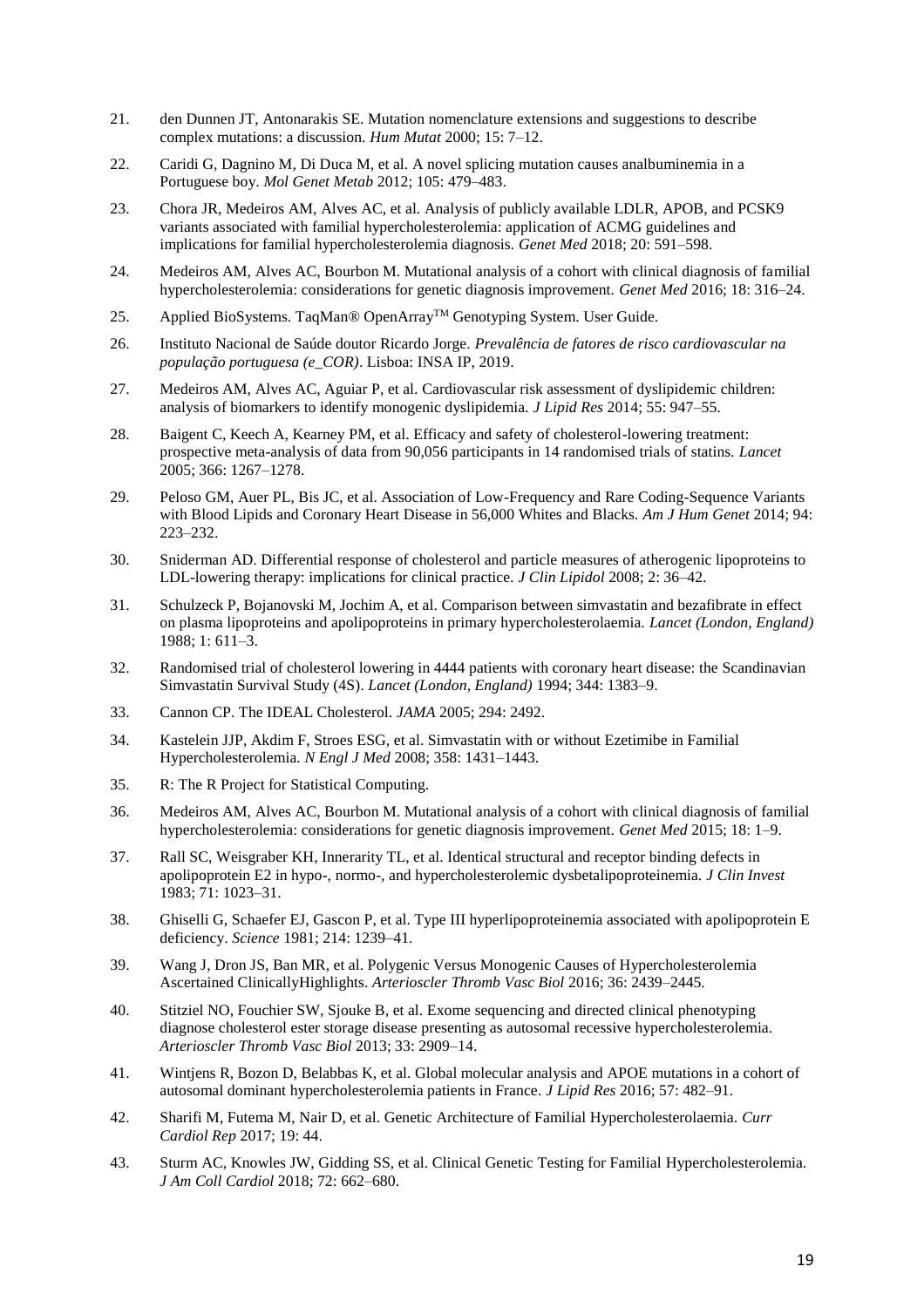21. den Dunnen JT, Antonarakis SE. Mutation nomenclature extensions and suggestions to describe complex mutations: a discussion. *Hum Mutat* 2000; 15: 7–12.

22. Caridi G, Dagnino M, Di Duca M, et al. A novel splicing mutation causes analbuminemia in a Portuguese boy. *Mol Genet Metab* 2012; 105: 479–483.

23. Chora JR, Medeiros AM, Alves AC, et al. Analysis of publicly available LDLR, APOB, and PCSK9 variants associated with familial hypercholesterolemia: application of ACMG guidelines and implications for familial hypercholesterolemia diagnosis. *Genet Med* 2018; 20: 591–598.

24. Medeiros AM, Alves AC, Bourbon M. Mutational analysis of a cohort with clinical diagnosis of familial hypercholesterolemia: considerations for genetic diagnosis improvement. *Genet Med* 2016; 18: 316–24.

25. Applied BioSystems. TaqMan® OpenArray™ Genotyping System. User Guide.

26. Instituto Nacional de Saúde doutor Ricardo Jorge. *Prevalência de fatores de risco cardiovascular na população portuguesa (e_COR)*. Lisboa: INSA IP, 2019.

27. Medeiros AM, Alves AC, Aguiar P, et al. Cardiovascular risk assessment of dyslipidemic children: analysis of biomarkers to identify monogenic dyslipidemia. *J Lipid Res* 2014; 55: 947–55.

28. Baigent C, Keech A, Kearney PM, et al. Efficacy and safety of cholesterol-lowering treatment: prospective meta-analysis of data from 90,056 participants in 14 randomised trials of statins. *Lancet* 2005; 366: 1267–1278.

29. Peloso GM, Auer PL, Bis JC, et al. Association of Low-Frequency and Rare Coding-Sequence Variants with Blood Lipids and Coronary Heart Disease in 56,000 Whites and Blacks. *Am J Hum Genet* 2014; 94: 223–232.

30. Sniderman AD. Differential response of cholesterol and particle measures of atherogenic lipoproteins to LDL-lowering therapy: implications for clinical practice. *J Clin Lipidol* 2008; 2: 36–42.

31. Schulzeck P, Bojanovski M, Jochim A, et al. Comparison between simvastatin and bezafibrate in effect on plasma lipoproteins and apolipoproteins in primary hypercholesterolaemia. *Lancet (London, England)* 1988; 1: 611–3.

32. Randomised trial of cholesterol lowering in 4444 patients with coronary heart disease: the Scandinavian Simvastatin Survival Study (4S). *Lancet (London, England)* 1994; 344: 1383–9.

33. Cannon CP. The IDEAL Cholesterol. *JAMA* 2005; 294: 2492.

34. Kastelein JJP, Akdim F, Stroes ESG, et al. Simvastatin with or without Ezetimibe in Familial Hypercholesterolemia. *N Engl J Med* 2008; 358: 1431–1443.

35. R: The R Project for Statistical Computing.

36. Medeiros AM, Alves AC, Bourbon M. Mutational analysis of a cohort with clinical diagnosis of familial hypercholesterolemia: considerations for genetic diagnosis improvement. *Genet Med* 2015; 18: 1–9.

37. Rall SC, Weisgraber KH, Innerarity TL, et al. Identical structural and receptor binding defects in apolipoprotein E2 in hypo-, normo-, and hypercholesterolemic dysbetalipoproteinemia. *J Clin Invest* 1983; 71: 1023–31.

38. Ghiselli G, Schaefer EJ, Gascon P, et al. Type III hyperlipoproteinemia associated with apolipoprotein E deficiency. *Science* 1981; 214: 1239–41.

39. Wang J, Dron JS, Ban MR, et al. Polygenic Versus Monogenic Causes of Hypercholesterolemia Ascertained ClinicallyHighlights. *Arterioscler Thromb Vasc Biol* 2016; 36: 2439–2445.

40. Stitziel NO, Fouchier SW, Sjouke B, et al. Exome sequencing and directed clinical phenotyping diagnose cholesterol ester storage disease presenting as autosomal recessive hypercholesterolemia. *Arterioscler Thromb Vasc Biol* 2013; 33: 2909–14.

41. Wintjens R, Bozon D, Belabbas K, et al. Global molecular analysis and APOE mutations in a cohort of autosomal dominant hypercholesterolemia patients in France. *J Lipid Res* 2016; 57: 482–91.

42. Sharifi M, Futema M, Nair D, et al. Genetic Architecture of Familial Hypercholesterolaemia. *Curr Cardiol Rep* 2017; 19: 44.

43. Sturm AC, Knowles JW, Gidding SS, et al. Clinical Genetic Testing for Familial Hypercholesterolemia. *J Am Coll Cardiol* 2018; 72: 662–680.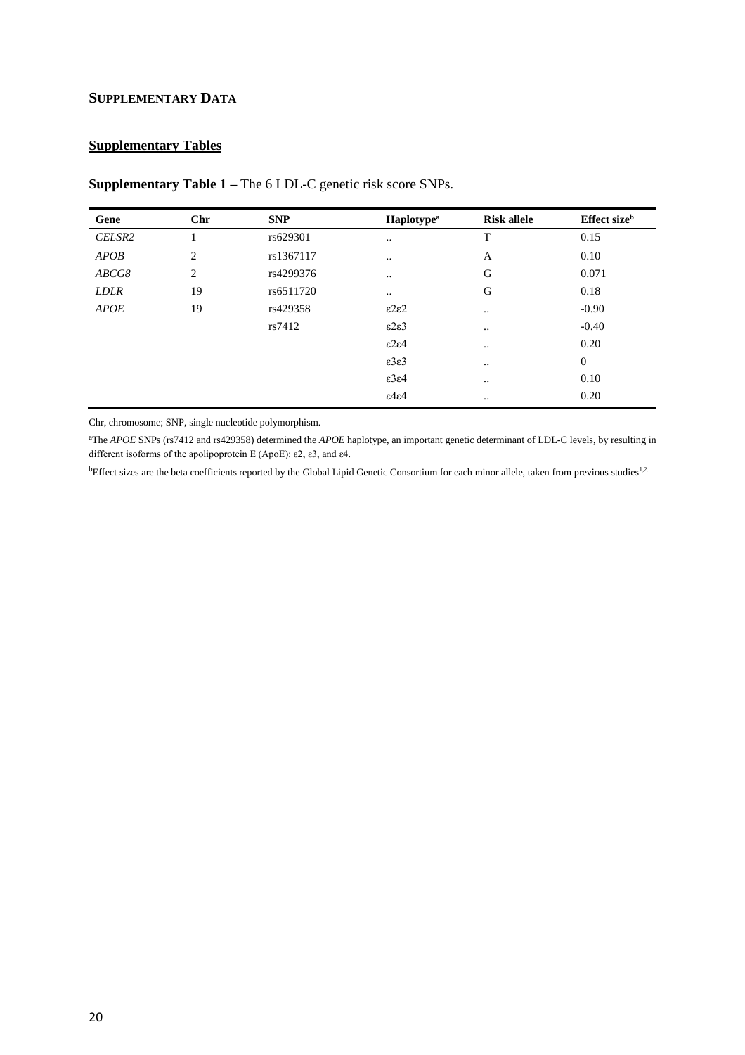## SUPPLEMENTARY DATA

### Supplementary Tables

**Supplementary Table 1** – The 6 LDL-C genetic risk score SNPs.

| Gene | Chr | SNP | Haplotype[a] | Risk allele | Effect size[b] |
|---|---|---|---|---|---|
| *CELSR2* | 1 | rs629301 | .. | T | 0.15 |
| *APOB* | 2 | rs1367117 | .. | A | 0.10 |
| *ABCG8* | 2 | rs4299376 | .. | G | 0.071 |
| *LDLR* | 19 | rs6511720 | .. | G | 0.18 |
| *APOE* | 19 | rs429358 | ε2ε2 | .. | -0.90 |
| | | rs7412 | ε2ε3 | .. | -0.40 |
| | | | ε2ε4 | .. | 0.20 |
| | | | ε3ε3 | .. | 0 |
| | | | ε3ε4 | .. | 0.10 |
| | | | ε4ε4 | .. | 0.20 |

Chr, chromosome; SNP, single nucleotide polymorphism.

[a]The *APOE* SNPs (rs7412 and rs429358) determined the *APOE* haplotype, an important genetic determinant of LDL-C levels, by resulting in different isoforms of the apolipoprotein E (ApoE): ε2, ε3, and ε4.

[b]Effect sizes are the beta coefficients reported by the Global Lipid Genetic Consortium for each minor allele, taken from previous studies[1,2].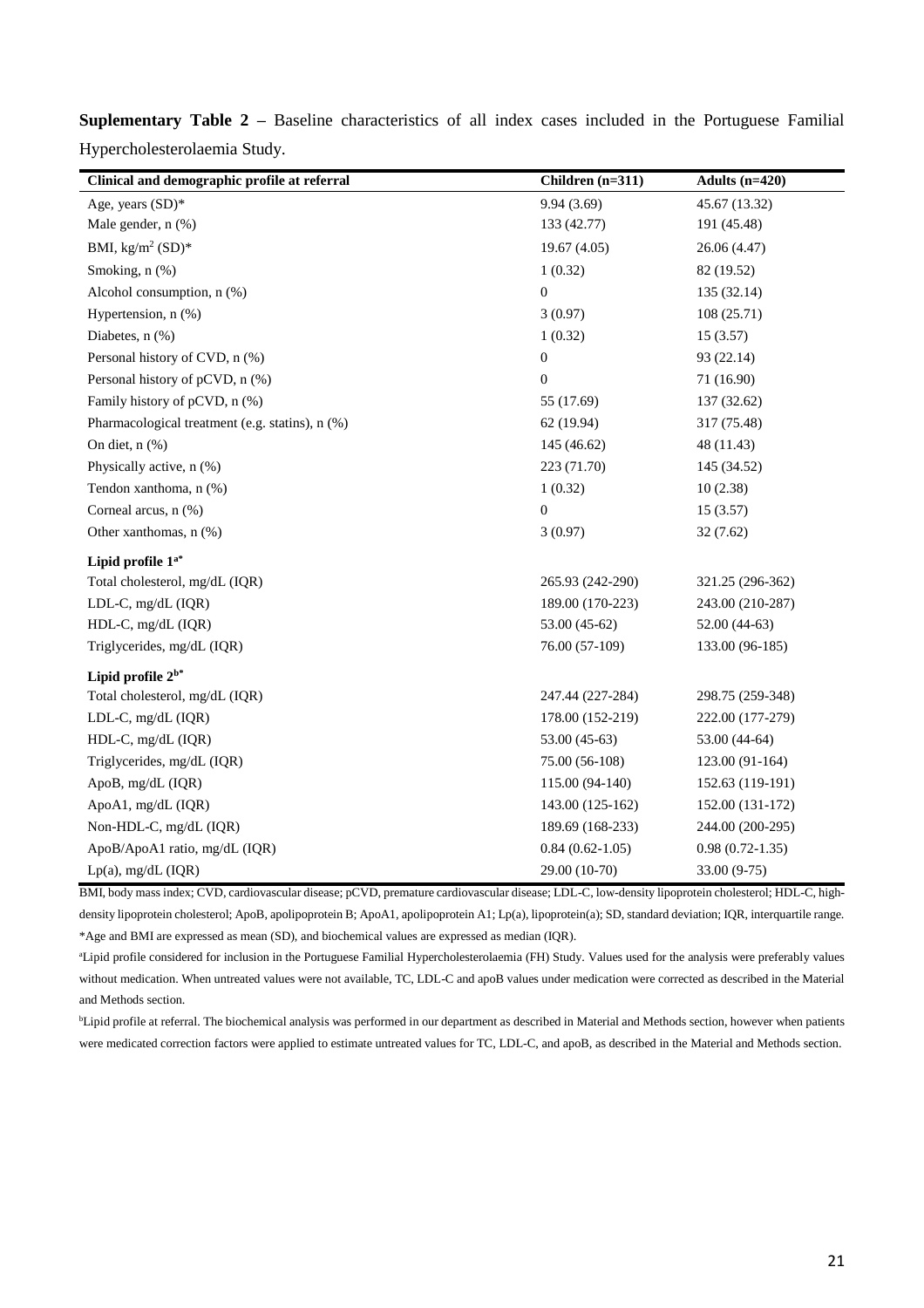**Suplementary Table 2 –** Baseline characteristics of all index cases included in the Portuguese Familial Hypercholesterolaemia Study.

| Clinical and demographic profile at referral | Children (n=311) | Adults (n=420) |
|---|---|---|
| Age, years (SD)* | 9.94 (3.69) | 45.67 (13.32) |
| Male gender, n (%) | 133 (42.77) | 191 (45.48) |
| BMI, kg/m$^2$ (SD)* | 19.67 (4.05) | 26.06 (4.47) |
| Smoking, n (%) | 1 (0.32) | 82 (19.52) |
| Alcohol consumption, n (%) | 0 | 135 (32.14) |
| Hypertension, n (%) | 3 (0.97) | 108 (25.71) |
| Diabetes, n (%) | 1 (0.32) | 15 (3.57) |
| Personal history of CVD, n (%) | 0 | 93 (22.14) |
| Personal history of pCVD, n (%) | 0 | 71 (16.90) |
| Family history of pCVD, n (%) | 55 (17.69) | 137 (32.62) |
| Pharmacological treatment (e.g. statins), n (%) | 62 (19.94) | 317 (75.48) |
| On diet, n (%) | 145 (46.62) | 48 (11.43) |
| Physically active, n (%) | 223 (71.70) | 145 (34.52) |
| Tendon xanthoma, n (%) | 1 (0.32) | 10 (2.38) |
| Corneal arcus, n (%) | 0 | 15 (3.57) |
| Other xanthomas, n (%) | 3 (0.97) | 32 (7.62) |
| **Lipid profile 1[a*]** | | |
| Total cholesterol, mg/dL (IQR) | 265.93 (242-290) | 321.25 (296-362) |
| LDL-C, mg/dL (IQR) | 189.00 (170-223) | 243.00 (210-287) |
| HDL-C, mg/dL (IQR) | 53.00 (45-62) | 52.00 (44-63) |
| Triglycerides, mg/dL (IQR) | 76.00 (57-109) | 133.00 (96-185) |
| **Lipid profile 2[b*]** | | |
| Total cholesterol, mg/dL (IQR) | 247.44 (227-284) | 298.75 (259-348) |
| LDL-C, mg/dL (IQR) | 178.00 (152-219) | 222.00 (177-279) |
| HDL-C, mg/dL (IQR) | 53.00 (45-63) | 53.00 (44-64) |
| Triglycerides, mg/dL (IQR) | 75.00 (56-108) | 123.00 (91-164) |
| ApoB, mg/dL (IQR) | 115.00 (94-140) | 152.63 (119-191) |
| ApoA1, mg/dL (IQR) | 143.00 (125-162) | 152.00 (131-172) |
| Non-HDL-C, mg/dL (IQR) | 189.69 (168-233) | 244.00 (200-295) |
| ApoB/ApoA1 ratio, mg/dL (IQR) | 0.84 (0.62-1.05) | 0.98 (0.72-1.35) |
| Lp(a), mg/dL (IQR) | 29.00 (10-70) | 33.00 (9-75) |

BMI, body mass index; CVD, cardiovascular disease; pCVD, premature cardiovascular disease; LDL-C, low-density lipoprotein cholesterol; HDL-C, high-density lipoprotein cholesterol; ApoB, apolipoprotein B; ApoA1, apolipoprotein A1; Lp(a), lipoprotein(a); SD, standard deviation; IQR, interquartile range.

*Age and BMI are expressed as mean (SD), and biochemical values are expressed as median (IQR).

[a]Lipid profile considered for inclusion in the Portuguese Familial Hypercholesterolaemia (FH) Study. Values used for the analysis were preferably values without medication. When untreated values were not available, TC, LDL-C and apoB values under medication were corrected as described in the Material and Methods section.

[b]Lipid profile at referral. The biochemical analysis was performed in our department as described in Material and Methods section, however when patients were medicated correction factors were applied to estimate untreated values for TC, LDL-C, and apoB, as described in the Material and Methods section.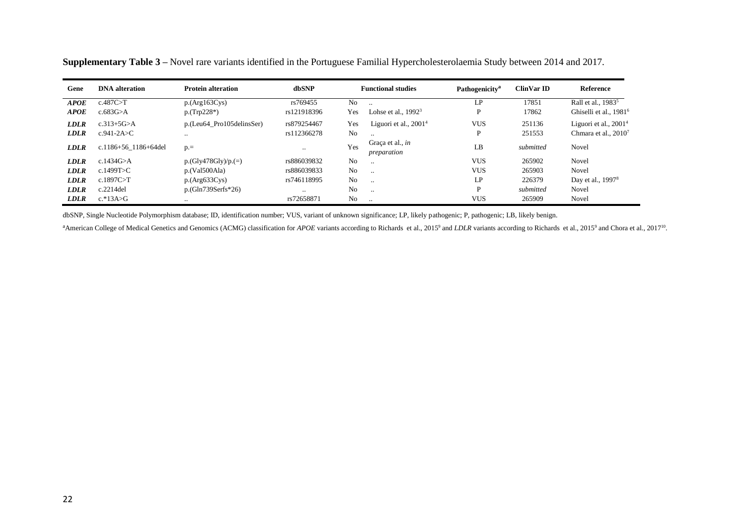**Supplementary Table 3 –** Novel rare variants identified in the Portuguese Familial Hypercholesterolaemia Study between 2014 and 2017.

| Gene | DNA alteration | Protein alteration | dbSNP | Functional studies | | Pathogenicity[a] | ClinVar ID | Reference |
|---|---|---|---|---|---|---|---|---|
| ***APOE*** | c.487C>T | p.(Arg163Cys) | rs769455 | No | .. | LP | 17851 | Rall et al., 1983[5] |
| ***APOE*** | c.683G>A | p.(Trp228*) | rs121918396 | Yes | Lohse et al., 1992[3] | P | 17862 | Ghiselli et al., 1981[6] |
| ***LDLR*** | c.313+5G>A | p.(Leu64_Pro105delinsSer) | rs879254467 | Yes | Liguori et al., 2001[4] | VUS | 251136 | Liguori et al., 2001[4] |
| ***LDLR*** | c.941-2A>C | .. | rs112366278 | No | .. | P | 251553 | Chmara et al., 2010[7] |
| ***LDLR*** | c.1186+56_1186+64del | p.= | .. | Yes | Graça et al., *in preparation* | LB | *submitted* | Novel |
| ***LDLR*** | c.1434G>A | p.(Gly478Gly)/p.(=) | rs886039832 | No | .. | VUS | 265902 | Novel |
| ***LDLR*** | c.1499T>C | p.(Val500Ala) | rs886039833 | No | .. | VUS | 265903 | Novel |
| ***LDLR*** | c.1897C>T | p.(Arg633Cys) | rs746118995 | No | .. | LP | 226379 | Day et al., 1997[8] |
| ***LDLR*** | c.2214del | p.(Gln739Serfs*26) | .. | No | .. | P | *submitted* | Novel |
| ***LDLR*** | c.*13A>G | .. | rs72658871 | No | .. | VUS | 265909 | Novel |

dbSNP, Single Nucleotide Polymorphism database; ID, identification number; VUS, variant of unknown significance; LP, likely pathogenic; P, pathogenic; LB, likely benign.

[a]American College of Medical Genetics and Genomics (ACMG) classification for *APOE* variants according to Richards et al., 2015[9] and *LDLR* variants according to Richards et al., 2015[9] and Chora et al., 2017[10].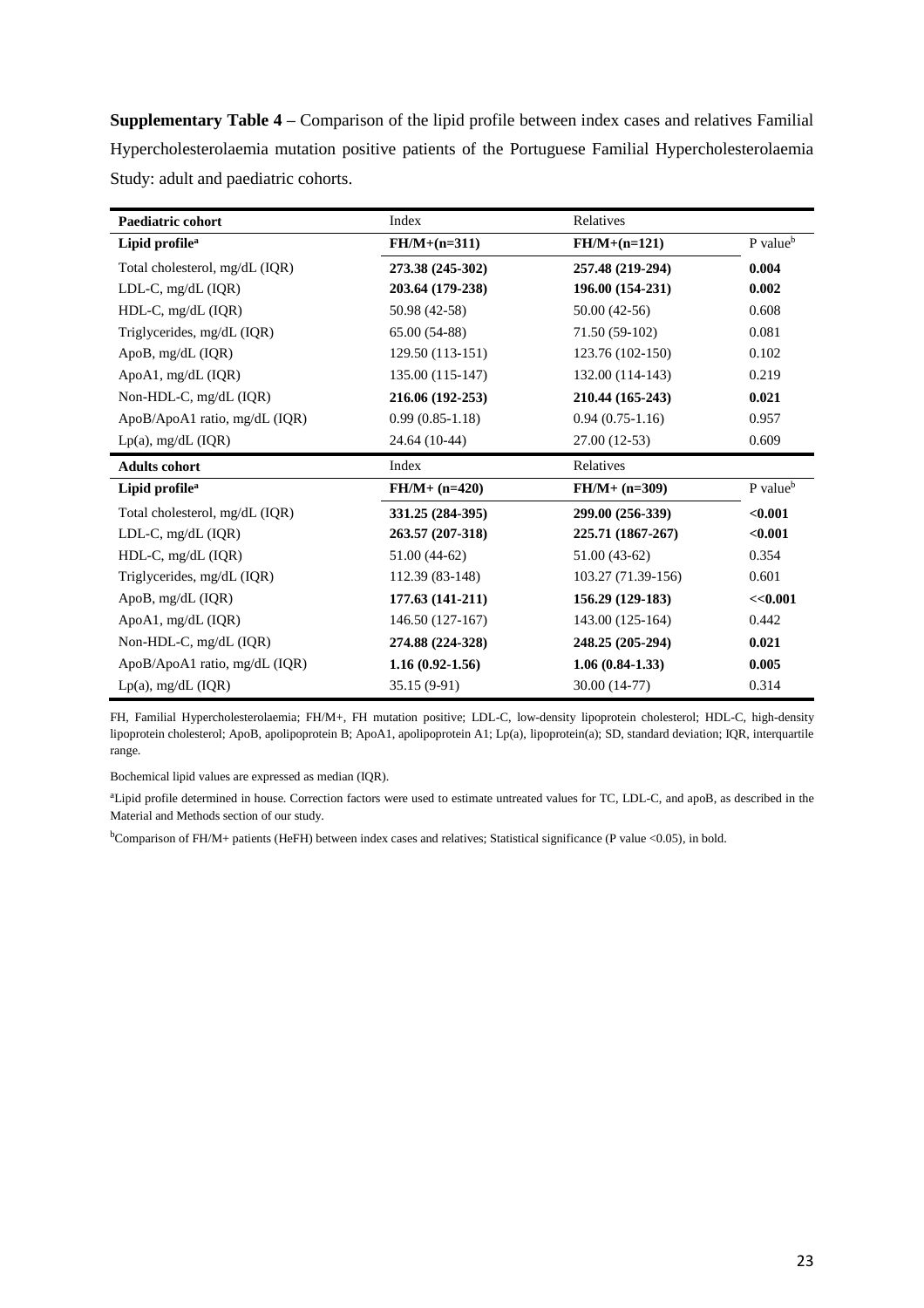**Supplementary Table 4** – Comparison of the lipid profile between index cases and relatives Familial Hypercholesterolaemia mutation positive patients of the Portuguese Familial Hypercholesterolaemia Study: adult and paediatric cohorts.

| **Paediatric cohort** | Index | Relatives | |
|---|---|---|---|
| **Lipid profile[a]** | **FH/M+(n=311)** | **FH/M+(n=121)** | P value[b] |
| Total cholesterol, mg/dL (IQR) | **273.38 (245-302)** | **257.48 (219-294)** | **0.004** |
| LDL-C, mg/dL (IQR) | **203.64 (179-238)** | **196.00 (154-231)** | **0.002** |
| HDL-C, mg/dL (IQR) | 50.98 (42-58) | 50.00 (42-56) | 0.608 |
| Triglycerides, mg/dL (IQR) | 65.00 (54-88) | 71.50 (59-102) | 0.081 |
| ApoB, mg/dL (IQR) | 129.50 (113-151) | 123.76 (102-150) | 0.102 |
| ApoA1, mg/dL (IQR) | 135.00 (115-147) | 132.00 (114-143) | 0.219 |
| Non-HDL-C, mg/dL (IQR) | **216.06 (192-253)** | **210.44 (165-243)** | **0.021** |
| ApoB/ApoA1 ratio, mg/dL (IQR) | 0.99 (0.85-1.18) | 0.94 (0.75-1.16) | 0.957 |
| Lp(a), mg/dL (IQR) | 24.64 (10-44) | 27.00 (12-53) | 0.609 |
| **Adults cohort** | Index | Relatives | |
| **Lipid profile[a]** | **FH/M+ (n=420)** | **FH/M+ (n=309)** | P value[b] |
| Total cholesterol, mg/dL (IQR) | **331.25 (284-395)** | **299.00 (256-339)** | **<0.001** |
| LDL-C, mg/dL (IQR) | **263.57 (207-318)** | **225.71 (1867-267)** | **<0.001** |
| HDL-C, mg/dL (IQR) | 51.00 (44-62) | 51.00 (43-62) | 0.354 |
| Triglycerides, mg/dL (IQR) | 112.39 (83-148) | 103.27 (71.39-156) | 0.601 |
| ApoB, mg/dL (IQR) | **177.63 (141-211)** | **156.29 (129-183)** | **<<0.001** |
| ApoA1, mg/dL (IQR) | 146.50 (127-167) | 143.00 (125-164) | 0.442 |
| Non-HDL-C, mg/dL (IQR) | **274.88 (224-328)** | **248.25 (205-294)** | **0.021** |
| ApoB/ApoA1 ratio, mg/dL (IQR) | **1.16 (0.92-1.56)** | **1.06 (0.84-1.33)** | **0.005** |
| Lp(a), mg/dL (IQR) | 35.15 (9-91) | 30.00 (14-77) | 0.314 |

FH, Familial Hypercholesterolaemia; FH/M+, FH mutation positive; LDL-C, low-density lipoprotein cholesterol; HDL-C, high-density lipoprotein cholesterol; ApoB, apolipoprotein B; ApoA1, apolipoprotein A1; Lp(a), lipoprotein(a); SD, standard deviation; IQR, interquartile range.

Bochemical lipid values are expressed as median (IQR).

[a]Lipid profile determined in house. Correction factors were used to estimate untreated values for TC, LDL-C, and apoB, as described in the Material and Methods section of our study.

[b]Comparison of FH/M+ patients (HeFH) between index cases and relatives; Statistical significance (P value <0.05), in bold.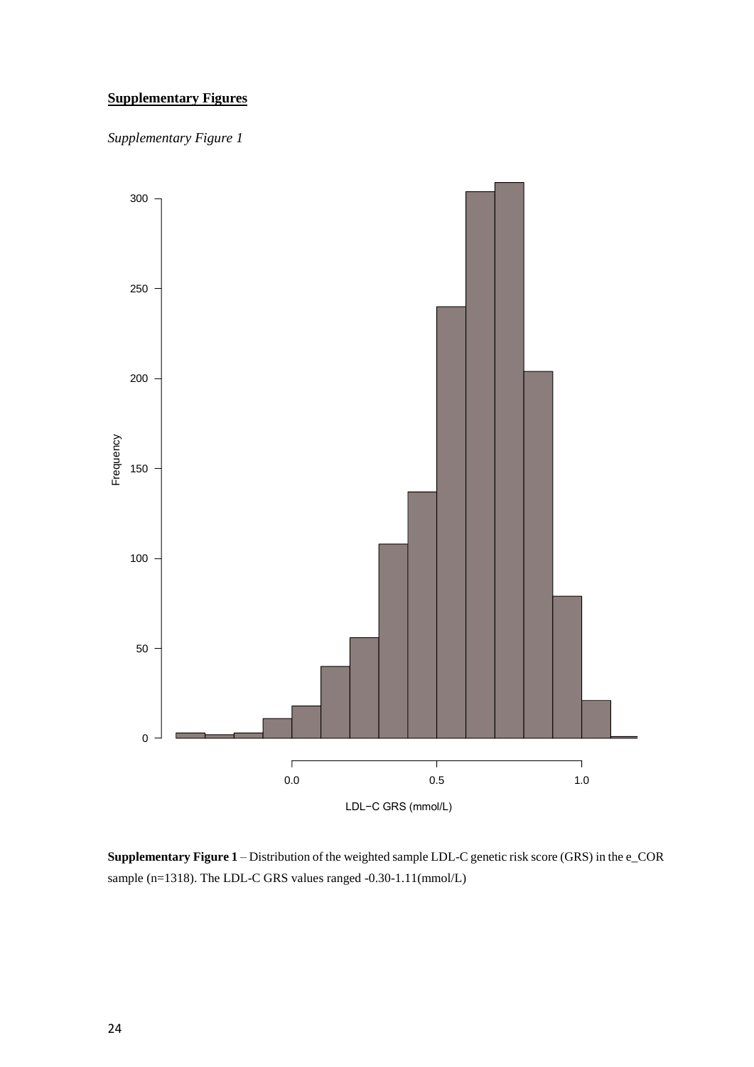## Supplementary Figures

*Supplementary Figure 1*

**Supplementary Figure 1** – Distribution of the weighted sample LDL-C genetic risk score (GRS) in the e_COR sample (n=1318). The LDL-C GRS values ranged -0.30-1.11(mmol/L)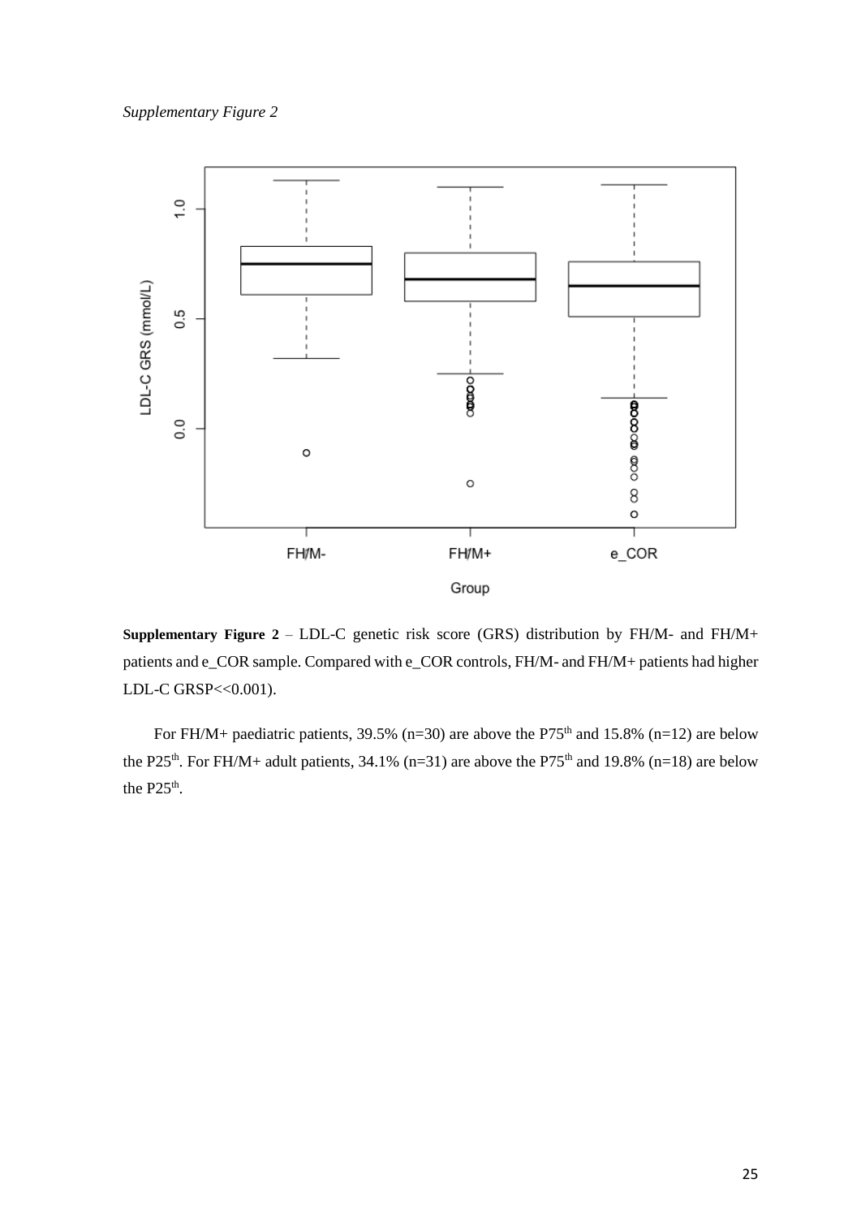*Supplementary Figure 2*

**Supplementary Figure 2** – LDL-C genetic risk score (GRS) distribution by FH/M- and FH/M+ patients and e_COR sample. Compared with e_COR controls, FH/M- and FH/M+ patients had higher LDL-C GRSP<<0.001).

For FH/M+ paediatric patients, 39.5% (n=30) are above the P75$^{th}$ and 15.8% (n=12) are below the P25$^{th}$. For FH/M+ adult patients, 34.1% (n=31) are above the P75$^{th}$ and 19.8% (n=18) are below the P25$^{th}$.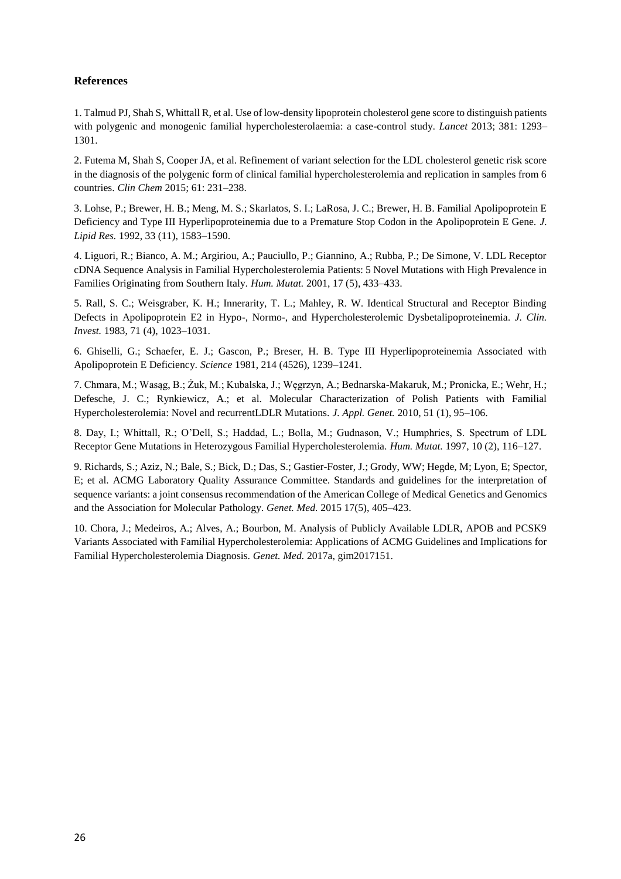## References

1. Talmud PJ, Shah S, Whittall R, et al. Use of low-density lipoprotein cholesterol gene score to distinguish patients with polygenic and monogenic familial hypercholesterolaemia: a case-control study. *Lancet* 2013; 381: 1293–1301.

2. Futema M, Shah S, Cooper JA, et al. Refinement of variant selection for the LDL cholesterol genetic risk score in the diagnosis of the polygenic form of clinical familial hypercholesterolemia and replication in samples from 6 countries. *Clin Chem* 2015; 61: 231–238.

3. Lohse, P.; Brewer, H. B.; Meng, M. S.; Skarlatos, S. I.; LaRosa, J. C.; Brewer, H. B. Familial Apolipoprotein E Deficiency and Type III Hyperlipoproteinemia due to a Premature Stop Codon in the Apolipoprotein E Gene. *J. Lipid Res.* 1992, 33 (11), 1583–1590.

4. Liguori, R.; Bianco, A. M.; Argiriou, A.; Pauciullo, P.; Giannino, A.; Rubba, P.; De Simone, V. LDL Receptor cDNA Sequence Analysis in Familial Hypercholesterolemia Patients: 5 Novel Mutations with High Prevalence in Families Originating from Southern Italy. *Hum. Mutat.* 2001, 17 (5), 433–433.

5. Rall, S. C.; Weisgraber, K. H.; Innerarity, T. L.; Mahley, R. W. Identical Structural and Receptor Binding Defects in Apolipoprotein E2 in Hypo-, Normo-, and Hypercholesterolemic Dysbetalipoproteinemia. *J. Clin. Invest.* 1983, 71 (4), 1023–1031.

6. Ghiselli, G.; Schaefer, E. J.; Gascon, P.; Breser, H. B. Type III Hyperlipoproteinemia Associated with Apolipoprotein E Deficiency. *Science* 1981, 214 (4526), 1239–1241.

7. Chmara, M.; Wasąg, B.; Żuk, M.; Kubalska, J.; Węgrzyn, A.; Bednarska-Makaruk, M.; Pronicka, E.; Wehr, H.; Defesche, J. C.; Rynkiewicz, A.; et al. Molecular Characterization of Polish Patients with Familial Hypercholesterolemia: Novel and recurrentLDLR Mutations. *J. Appl. Genet.* 2010, 51 (1), 95–106.

8. Day, I.; Whittall, R.; O'Dell, S.; Haddad, L.; Bolla, M.; Gudnason, V.; Humphries, S. Spectrum of LDL Receptor Gene Mutations in Heterozygous Familial Hypercholesterolemia. *Hum. Mutat.* 1997, 10 (2), 116–127.

9. Richards, S.; Aziz, N.; Bale, S.; Bick, D.; Das, S.; Gastier-Foster, J.; Grody, WW; Hegde, M; Lyon, E; Spector, E; et al. ACMG Laboratory Quality Assurance Committee. Standards and guidelines for the interpretation of sequence variants: a joint consensus recommendation of the American College of Medical Genetics and Genomics and the Association for Molecular Pathology. *Genet. Med.* 2015 17(5), 405–423.

10. Chora, J.; Medeiros, A.; Alves, A.; Bourbon, M. Analysis of Publicly Available LDLR, APOB and PCSK9 Variants Associated with Familial Hypercholesterolemia: Applications of ACMG Guidelines and Implications for Familial Hypercholesterolemia Diagnosis. *Genet. Med.* 2017a, gim2017151.